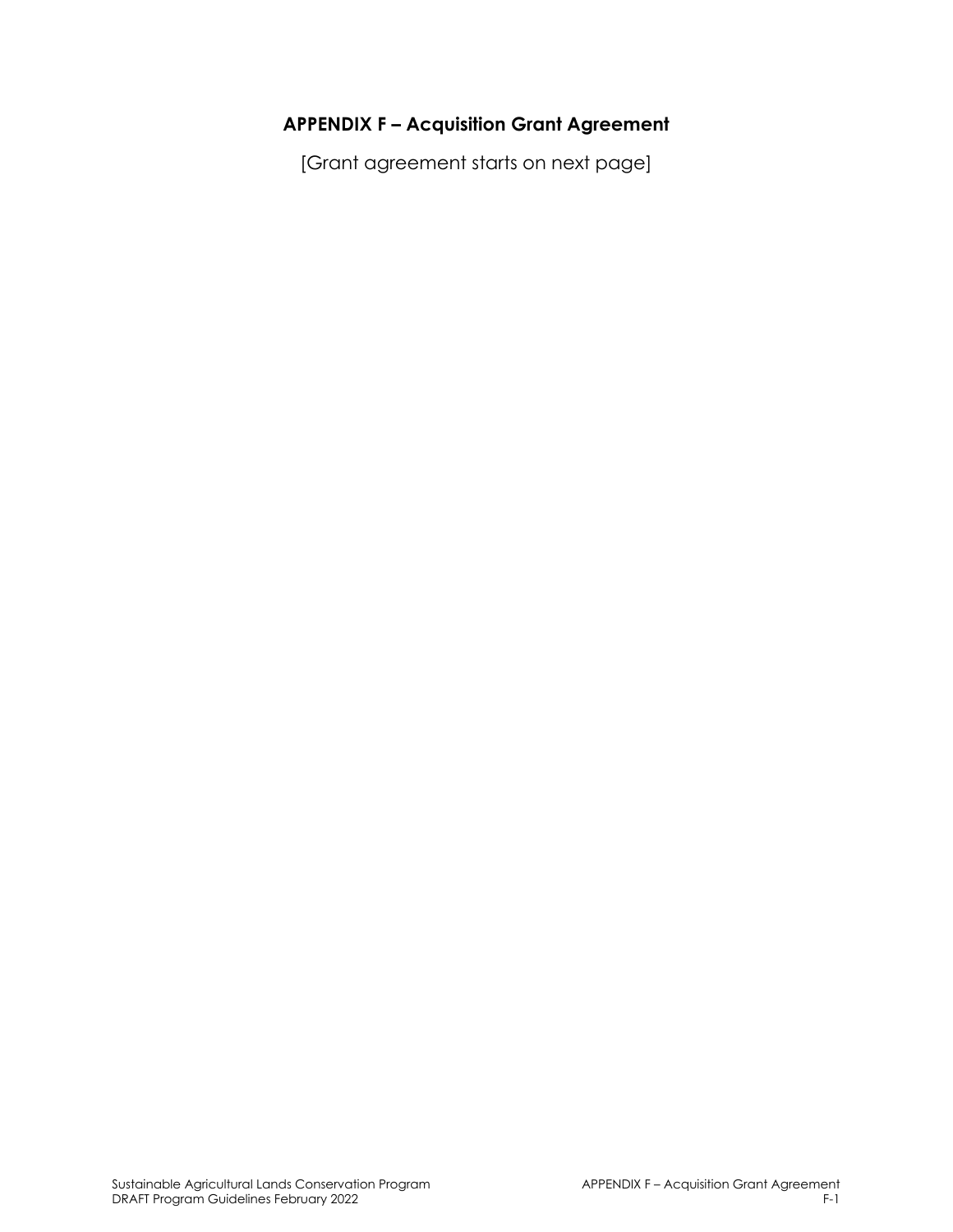# APPENDIX F – Acquisition Grant Agreement

[Grant agreement starts on next page]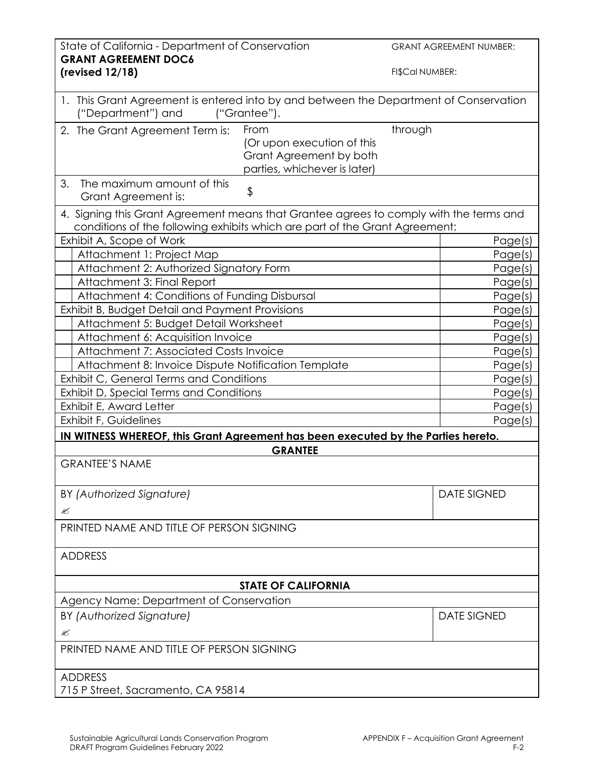State of California - Department of Conservation

**GRANT AGREEMENT DOC6**

**(revised 12/18)**

GRANT AGREEMENT NUMBER:

FI$Cal NUMBER:

1. This Grant Agreement is entered into by and between the Department of Conservation ("Department") and ("Grantee").
2. The Grant Agreement Term is: From through (Or upon execution of this Grant Agreement by both parties, whichever is later)
3. The maximum amount of this Grant Agreement is: $
4. Signing this Grant Agreement means that Grantee agrees to comply with the terms and conditions of the following exhibits which are part of the Grant Agreement:

| Exhibit | Pages |
|---|---|
| Exhibit A, Scope of Work | Page(s) |
| Attachment 1: Project Map | Page(s) |
| Attachment 2: Authorized Signatory Form | Page(s) |
| Attachment 3: Final Report | Page(s) |
| Attachment 4: Conditions of Funding Disbursal | Page(s) |
| Exhibit B, Budget Detail and Payment Provisions | Page(s) |
| Attachment 5: Budget Detail Worksheet | Page(s) |
| Attachment 6: Acquisition Invoice | Page(s) |
| Attachment 7: Associated Costs Invoice | Page(s) |
| Attachment 8: Invoice Dispute Notification Template | Page(s) |
| Exhibit C, General Terms and Conditions | Page(s) |
| Exhibit D, Special Terms and Conditions | Page(s) |
| Exhibit E, Award Letter | Page(s) |
| Exhibit F, Guidelines | Page(s) |

**IN WITNESS WHEREOF, this Grant Agreement has been executed by the Parties hereto.**

**GRANTEE**

| | |
|---|---|
| GRANTEE'S NAME | |
| BY *(Authorized Signature)* ✍ | DATE SIGNED |
| PRINTED NAME AND TITLE OF PERSON SIGNING | |
| ADDRESS | |

**STATE OF CALIFORNIA**

| | |
|---|---|
| Agency Name: Department of Conservation | |
| BY *(Authorized Signature)* ✍ | DATE SIGNED |
| PRINTED NAME AND TITLE OF PERSON SIGNING | |
| ADDRESS<br>715 P Street, Sacramento, CA 95814 | |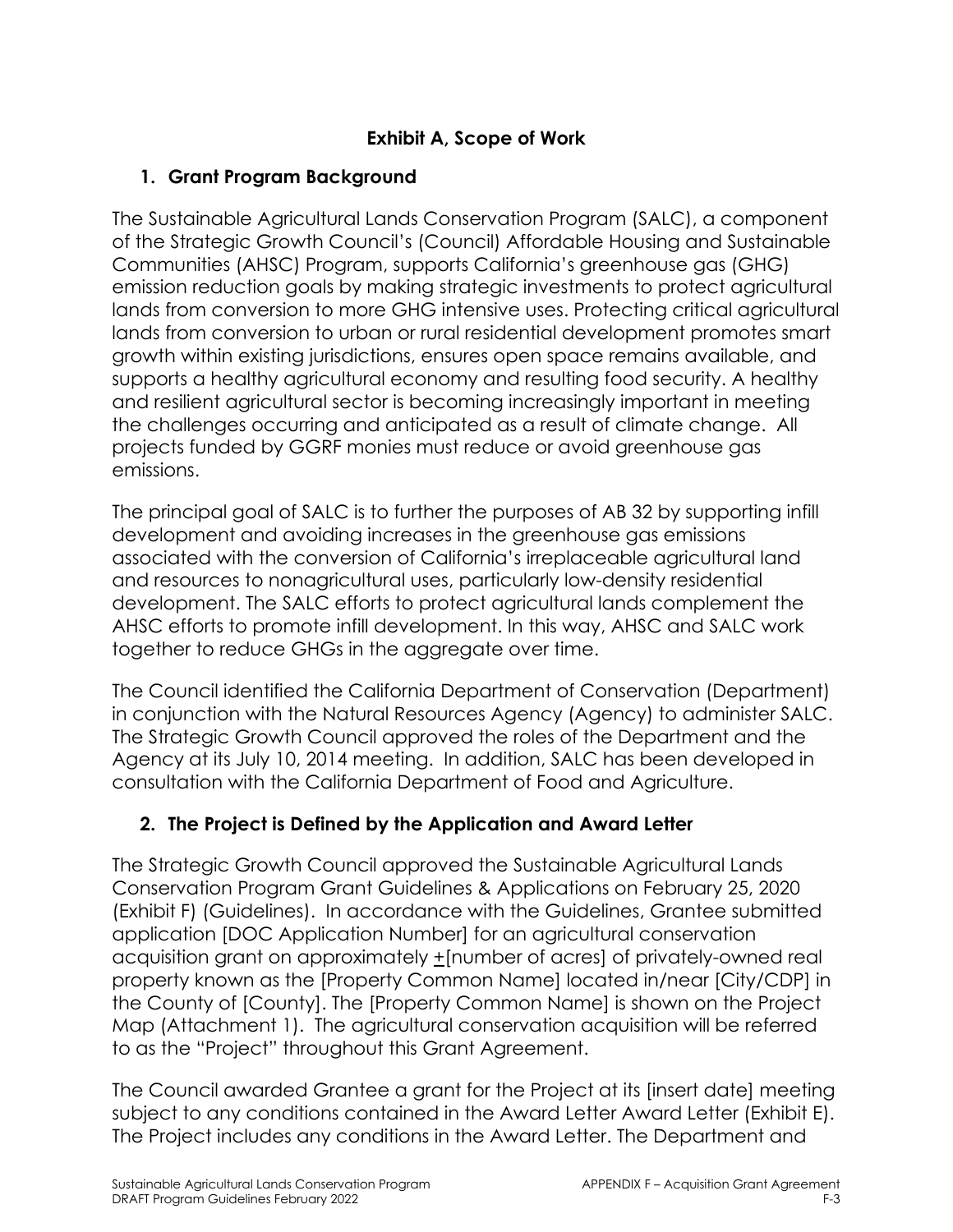## Exhibit A, Scope of Work

### 1. Grant Program Background

The Sustainable Agricultural Lands Conservation Program (SALC), a component of the Strategic Growth Council's (Council) Affordable Housing and Sustainable Communities (AHSC) Program, supports California's greenhouse gas (GHG) emission reduction goals by making strategic investments to protect agricultural lands from conversion to more GHG intensive uses. Protecting critical agricultural lands from conversion to urban or rural residential development promotes smart growth within existing jurisdictions, ensures open space remains available, and supports a healthy agricultural economy and resulting food security. A healthy and resilient agricultural sector is becoming increasingly important in meeting the challenges occurring and anticipated as a result of climate change. All projects funded by GGRF monies must reduce or avoid greenhouse gas emissions.

The principal goal of SALC is to further the purposes of AB 32 by supporting infill development and avoiding increases in the greenhouse gas emissions associated with the conversion of California's irreplaceable agricultural land and resources to nonagricultural uses, particularly low-density residential development. The SALC efforts to protect agricultural lands complement the AHSC efforts to promote infill development. In this way, AHSC and SALC work together to reduce GHGs in the aggregate over time.

The Council identified the California Department of Conservation (Department) in conjunction with the Natural Resources Agency (Agency) to administer SALC. The Strategic Growth Council approved the roles of the Department and the Agency at its July 10, 2014 meeting. In addition, SALC has been developed in consultation with the California Department of Food and Agriculture.

### 2. The Project is Defined by the Application and Award Letter

The Strategic Growth Council approved the Sustainable Agricultural Lands Conservation Program Grant Guidelines & Applications on February 25, 2020 (Exhibit F) (Guidelines). In accordance with the Guidelines, Grantee submitted application [DOC Application Number] for an agricultural conservation acquisition grant on approximately ±[number of acres] of privately-owned real property known as the [Property Common Name] located in/near [City/CDP] in the County of [County]. The [Property Common Name] is shown on the Project Map (Attachment 1). The agricultural conservation acquisition will be referred to as the "Project" throughout this Grant Agreement.

The Council awarded Grantee a grant for the Project at its [insert date] meeting subject to any conditions contained in the Award Letter Award Letter (Exhibit E). The Project includes any conditions in the Award Letter. The Department and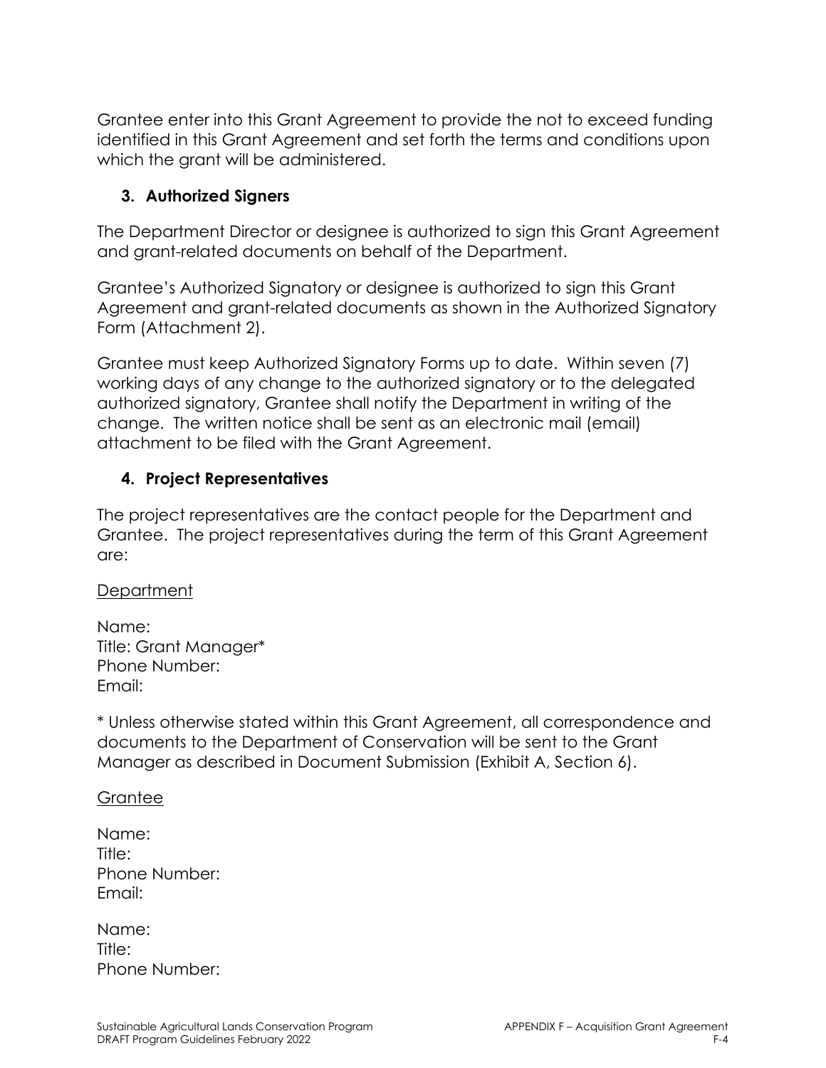Grantee enter into this Grant Agreement to provide the not to exceed funding identified in this Grant Agreement and set forth the terms and conditions upon which the grant will be administered.

### 3. Authorized Signers

The Department Director or designee is authorized to sign this Grant Agreement and grant-related documents on behalf of the Department.

Grantee's Authorized Signatory or designee is authorized to sign this Grant Agreement and grant-related documents as shown in the Authorized Signatory Form (Attachment 2).

Grantee must keep Authorized Signatory Forms up to date. Within seven (7) working days of any change to the authorized signatory or to the delegated authorized signatory, Grantee shall notify the Department in writing of the change. The written notice shall be sent as an electronic mail (email) attachment to be filed with the Grant Agreement.

### 4. Project Representatives

The project representatives are the contact people for the Department and Grantee. The project representatives during the term of this Grant Agreement are:

<u>Department</u>

Name:
Title: Grant Manager*
Phone Number:
Email:

* Unless otherwise stated within this Grant Agreement, all correspondence and documents to the Department of Conservation will be sent to the Grant Manager as described in Document Submission (Exhibit A, Section 6).

<u>Grantee</u>

Name:
Title:
Phone Number:
Email:

Name:
Title:
Phone Number: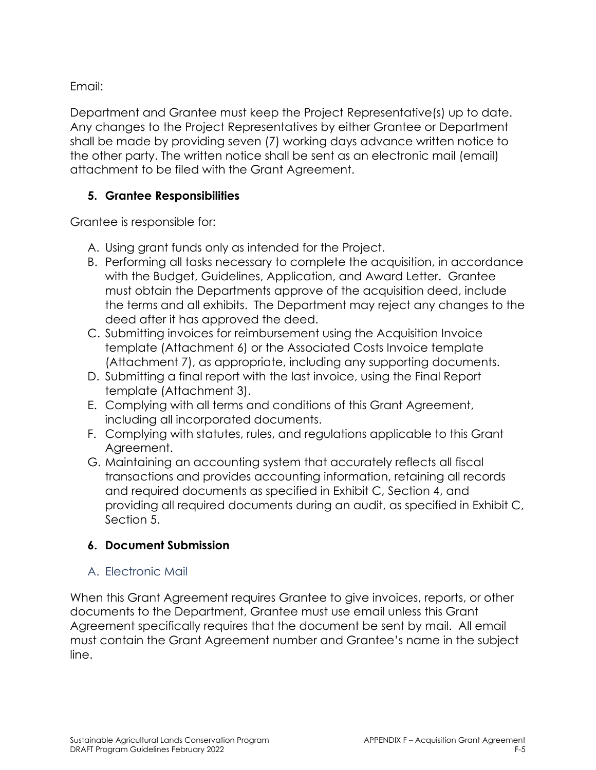Email:

Department and Grantee must keep the Project Representative(s) up to date. Any changes to the Project Representatives by either Grantee or Department shall be made by providing seven (7) working days advance written notice to the other party. The written notice shall be sent as an electronic mail (email) attachment to be filed with the Grant Agreement.

### 5. Grantee Responsibilities

Grantee is responsible for:

A. Using grant funds only as intended for the Project.
B. Performing all tasks necessary to complete the acquisition, in accordance with the Budget, Guidelines, Application, and Award Letter. Grantee must obtain the Departments approve of the acquisition deed, include the terms and all exhibits. The Department may reject any changes to the deed after it has approved the deed.
C. Submitting invoices for reimbursement using the Acquisition Invoice template (Attachment 6) or the Associated Costs Invoice template (Attachment 7), as appropriate, including any supporting documents.
D. Submitting a final report with the last invoice, using the Final Report template (Attachment 3).
E. Complying with all terms and conditions of this Grant Agreement, including all incorporated documents.
F. Complying with statutes, rules, and regulations applicable to this Grant Agreement.
G. Maintaining an accounting system that accurately reflects all fiscal transactions and provides accounting information, retaining all records and required documents as specified in Exhibit C, Section 4, and providing all required documents during an audit, as specified in Exhibit C, Section 5.

### 6. Document Submission

#### A. Electronic Mail

When this Grant Agreement requires Grantee to give invoices, reports, or other documents to the Department, Grantee must use email unless this Grant Agreement specifically requires that the document be sent by mail. All email must contain the Grant Agreement number and Grantee's name in the subject line.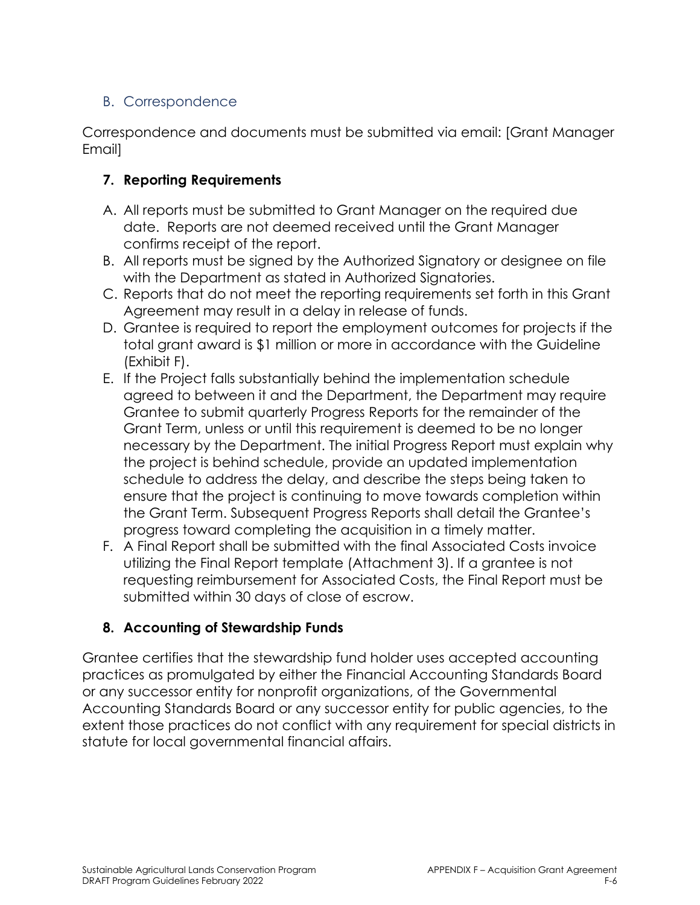### B. Correspondence

Correspondence and documents must be submitted via email: [Grant Manager Email]

#### 7. Reporting Requirements

A. All reports must be submitted to Grant Manager on the required due date. Reports are not deemed received until the Grant Manager confirms receipt of the report.
B. All reports must be signed by the Authorized Signatory or designee on file with the Department as stated in Authorized Signatories.
C. Reports that do not meet the reporting requirements set forth in this Grant Agreement may result in a delay in release of funds.
D. Grantee is required to report the employment outcomes for projects if the total grant award is $1 million or more in accordance with the Guideline (Exhibit F).
E. If the Project falls substantially behind the implementation schedule agreed to between it and the Department, the Department may require Grantee to submit quarterly Progress Reports for the remainder of the Grant Term, unless or until this requirement is deemed to be no longer necessary by the Department. The initial Progress Report must explain why the project is behind schedule, provide an updated implementation schedule to address the delay, and describe the steps being taken to ensure that the project is continuing to move towards completion within the Grant Term. Subsequent Progress Reports shall detail the Grantee's progress toward completing the acquisition in a timely matter.
F. A Final Report shall be submitted with the final Associated Costs invoice utilizing the Final Report template (Attachment 3). If a grantee is not requesting reimbursement for Associated Costs, the Final Report must be submitted within 30 days of close of escrow.

#### 8. Accounting of Stewardship Funds

Grantee certifies that the stewardship fund holder uses accepted accounting practices as promulgated by either the Financial Accounting Standards Board or any successor entity for nonprofit organizations, of the Governmental Accounting Standards Board or any successor entity for public agencies, to the extent those practices do not conflict with any requirement for special districts in statute for local governmental financial affairs.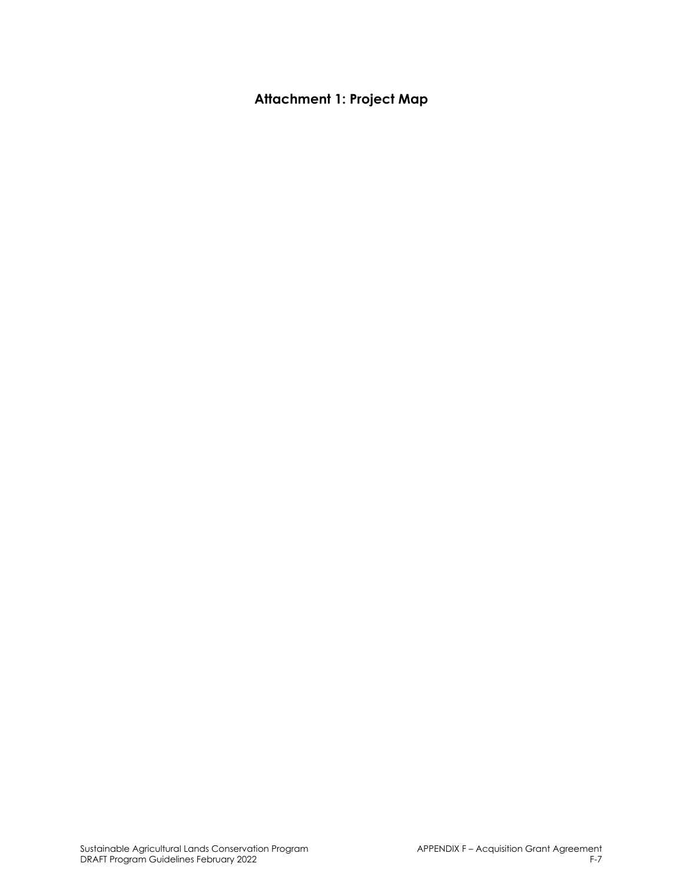# Attachment 1: Project Map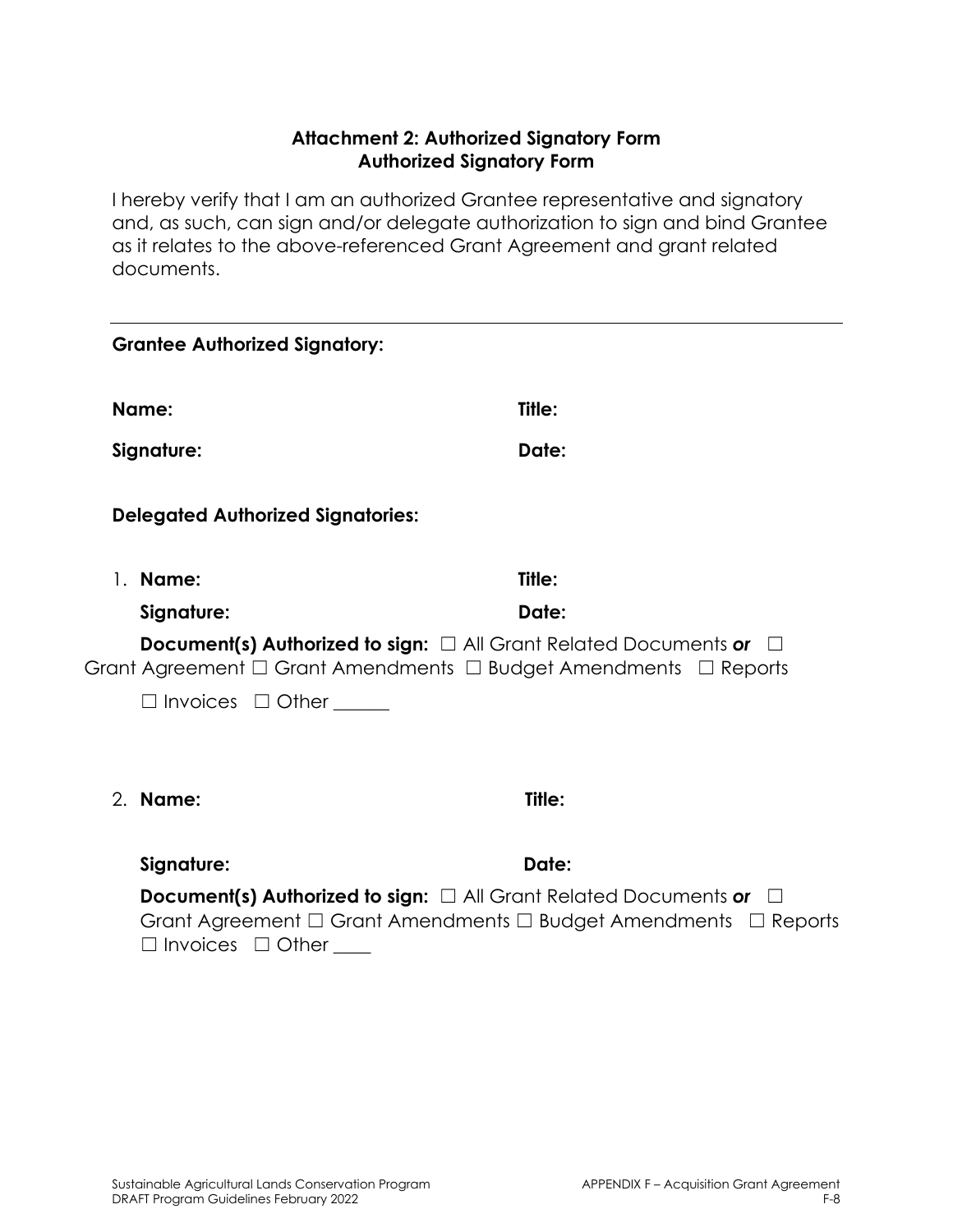### Attachment 2: Authorized Signatory Form
### Authorized Signatory Form

I hereby verify that I am an authorized Grantee representative and signatory and, as such, can sign and/or delegate authorization to sign and bind Grantee as it relates to the above-referenced Grant Agreement and grant related documents.

---

**Grantee Authorized Signatory:**

**Name:** **Title:**

**Signature:** **Date:**

**Delegated Authorized Signatories:**

1. **Name:** **Title:**

   **Signature:** **Date:**

   **Document(s) Authorized to sign:** ☐ All Grant Related Documents ***or*** ☐ Grant Agreement ☐ Grant Amendments ☐ Budget Amendments ☐ Reports ☐ Invoices ☐ Other ______

2. **Name:** **Title:**

   **Signature:** **Date:**

   **Document(s) Authorized to sign:** ☐ All Grant Related Documents ***or*** ☐ Grant Agreement ☐ Grant Amendments ☐ Budget Amendments ☐ Reports ☐ Invoices ☐ Other ____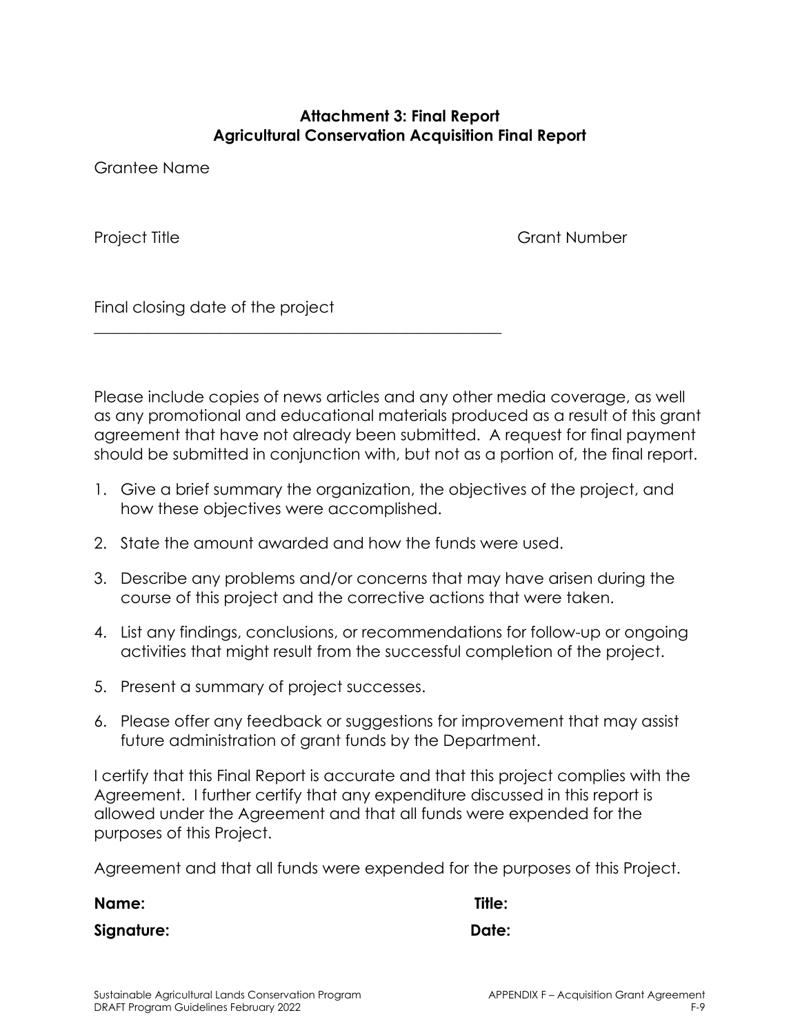### Attachment 3: Final Report
### Agricultural Conservation Acquisition Final Report

Grantee Name

Project Title

Grant Number

Final closing date of the project

\_\_\_\_\_\_\_\_\_\_\_\_\_\_\_\_\_\_\_\_\_\_\_\_\_\_\_\_\_\_\_\_\_\_\_\_\_\_\_\_\_\_\_\_\_\_\_\_\_\_\_\_

Please include copies of news articles and any other media coverage, as well as any promotional and educational materials produced as a result of this grant agreement that have not already been submitted. A request for final payment should be submitted in conjunction with, but not as a portion of, the final report.

1. Give a brief summary the organization, the objectives of the project, and how these objectives were accomplished.
2. State the amount awarded and how the funds were used.
3. Describe any problems and/or concerns that may have arisen during the course of this project and the corrective actions that were taken.
4. List any findings, conclusions, or recommendations for follow-up or ongoing activities that might result from the successful completion of the project.
5. Present a summary of project successes.
6. Please offer any feedback or suggestions for improvement that may assist future administration of grant funds by the Department.

I certify that this Final Report is accurate and that this project complies with the Agreement. I further certify that any expenditure discussed in this report is allowed under the Agreement and that all funds were expended for the purposes of this Project.

Agreement and that all funds were expended for the purposes of this Project.

**Name:**

**Title:**

**Signature:**

**Date:**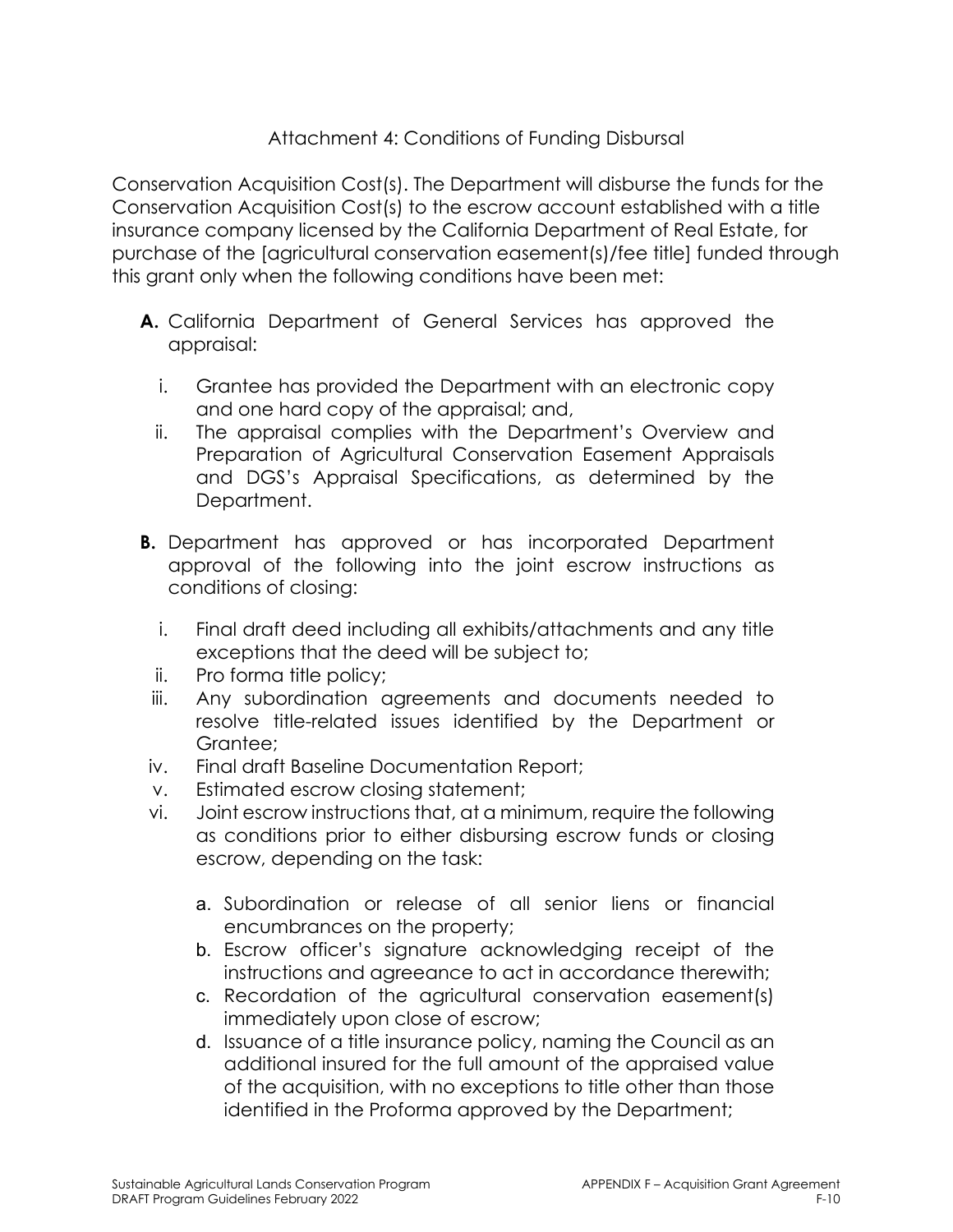## Attachment 4: Conditions of Funding Disbursal

Conservation Acquisition Cost(s). The Department will disburse the funds for the Conservation Acquisition Cost(s) to the escrow account established with a title insurance company licensed by the California Department of Real Estate, for purchase of the [agricultural conservation easement(s)/fee title] funded through this grant only when the following conditions have been met:

**A.** California Department of General Services has approved the appraisal:

   i. Grantee has provided the Department with an electronic copy and one hard copy of the appraisal; and,
   
   ii. The appraisal complies with the Department's Overview and Preparation of Agricultural Conservation Easement Appraisals and DGS's Appraisal Specifications, as determined by the Department.

**B.** Department has approved or has incorporated Department approval of the following into the joint escrow instructions as conditions of closing:

   i. Final draft deed including all exhibits/attachments and any title exceptions that the deed will be subject to;
   
   ii. Pro forma title policy;
   
   iii. Any subordination agreements and documents needed to resolve title-related issues identified by the Department or Grantee;
   
   iv. Final draft Baseline Documentation Report;
   
   v. Estimated escrow closing statement;
   
   vi. Joint escrow instructions that, at a minimum, require the following as conditions prior to either disbursing escrow funds or closing escrow, depending on the task:
   
      a. Subordination or release of all senior liens or financial encumbrances on the property;
      
      b. Escrow officer's signature acknowledging receipt of the instructions and agreeance to act in accordance therewith;
      
      c. Recordation of the agricultural conservation easement(s) immediately upon close of escrow;
      
      d. Issuance of a title insurance policy, naming the Council as an additional insured for the full amount of the appraised value of the acquisition, with no exceptions to title other than those identified in the Proforma approved by the Department;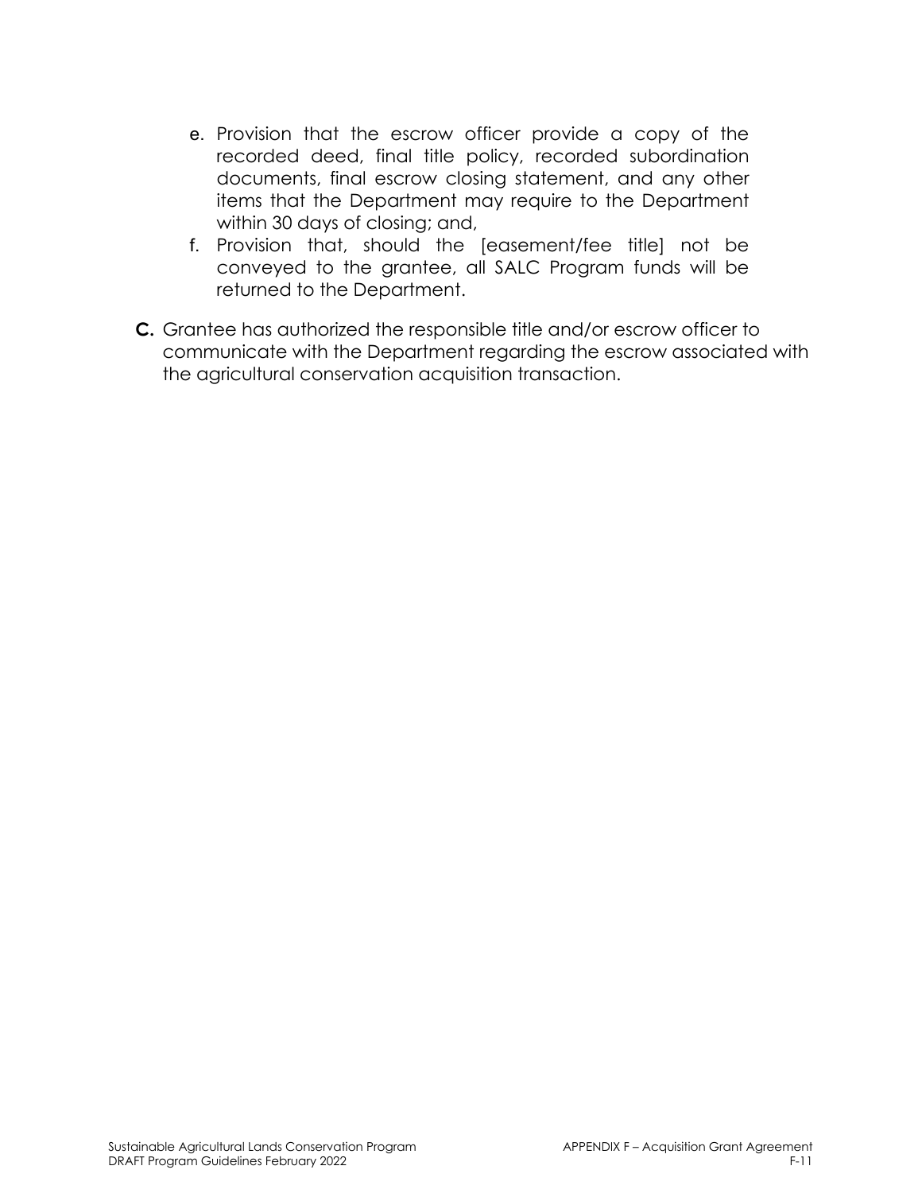e. Provision that the escrow officer provide a copy of the recorded deed, final title policy, recorded subordination documents, final escrow closing statement, and any other items that the Department may require to the Department within 30 days of closing; and,
   f. Provision that, should the [easement/fee title] not be conveyed to the grantee, all SALC Program funds will be returned to the Department.

**C.** Grantee has authorized the responsible title and/or escrow officer to communicate with the Department regarding the escrow associated with the agricultural conservation acquisition transaction.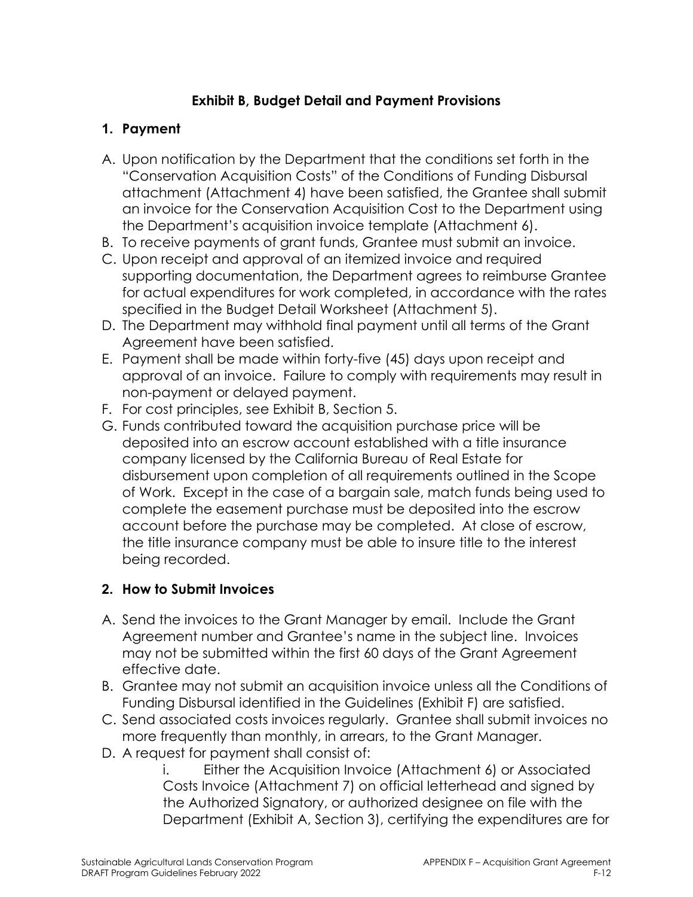# Exhibit B, Budget Detail and Payment Provisions

## 1. Payment

A. Upon notification by the Department that the conditions set forth in the "Conservation Acquisition Costs" of the Conditions of Funding Disbursal attachment (Attachment 4) have been satisfied, the Grantee shall submit an invoice for the Conservation Acquisition Cost to the Department using the Department's acquisition invoice template (Attachment 6).

B. To receive payments of grant funds, Grantee must submit an invoice.

C. Upon receipt and approval of an itemized invoice and required supporting documentation, the Department agrees to reimburse Grantee for actual expenditures for work completed, in accordance with the rates specified in the Budget Detail Worksheet (Attachment 5).

D. The Department may withhold final payment until all terms of the Grant Agreement have been satisfied.

E. Payment shall be made within forty-five (45) days upon receipt and approval of an invoice. Failure to comply with requirements may result in non-payment or delayed payment.

F. For cost principles, see Exhibit B, Section 5.

G. Funds contributed toward the acquisition purchase price will be deposited into an escrow account established with a title insurance company licensed by the California Bureau of Real Estate for disbursement upon completion of all requirements outlined in the Scope of Work. Except in the case of a bargain sale, match funds being used to complete the easement purchase must be deposited into the escrow account before the purchase may be completed. At close of escrow, the title insurance company must be able to insure title to the interest being recorded.

## 2. How to Submit Invoices

A. Send the invoices to the Grant Manager by email. Include the Grant Agreement number and Grantee's name in the subject line. Invoices may not be submitted within the first 60 days of the Grant Agreement effective date.

B. Grantee may not submit an acquisition invoice unless all the Conditions of Funding Disbursal identified in the Guidelines (Exhibit F) are satisfied.

C. Send associated costs invoices regularly. Grantee shall submit invoices no more frequently than monthly, in arrears, to the Grant Manager.

D. A request for payment shall consist of:

   i. Either the Acquisition Invoice (Attachment 6) or Associated Costs Invoice (Attachment 7) on official letterhead and signed by the Authorized Signatory, or authorized designee on file with the Department (Exhibit A, Section 3), certifying the expenditures are for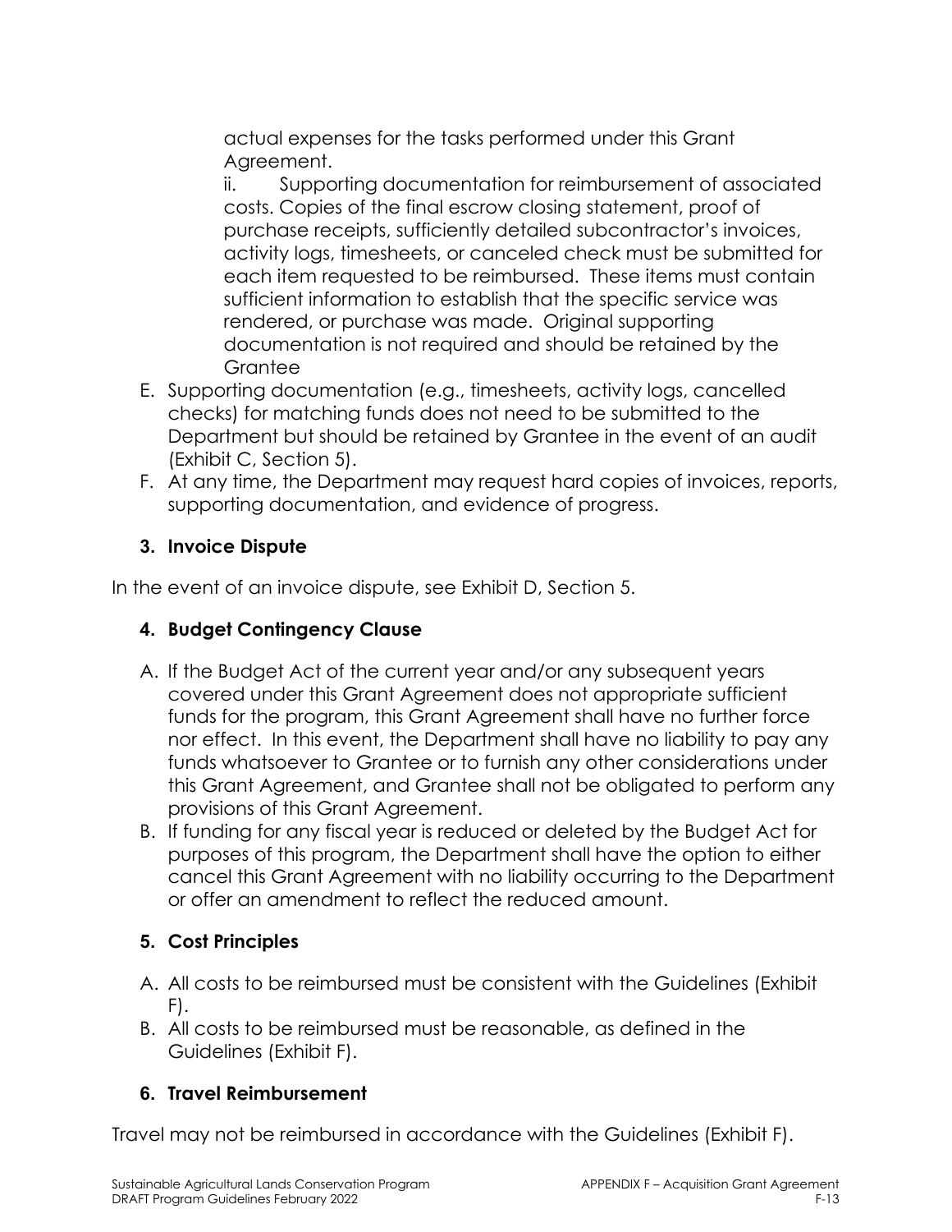actual expenses for the tasks performed under this Grant Agreement.

ii. Supporting documentation for reimbursement of associated costs. Copies of the final escrow closing statement, proof of purchase receipts, sufficiently detailed subcontractor's invoices, activity logs, timesheets, or canceled check must be submitted for each item requested to be reimbursed. These items must contain sufficient information to establish that the specific service was rendered, or purchase was made. Original supporting documentation is not required and should be retained by the Grantee

E. Supporting documentation (e.g., timesheets, activity logs, cancelled checks) for matching funds does not need to be submitted to the Department but should be retained by Grantee in the event of an audit (Exhibit C, Section 5).

F. At any time, the Department may request hard copies of invoices, reports, supporting documentation, and evidence of progress.

### 3. Invoice Dispute

In the event of an invoice dispute, see Exhibit D, Section 5.

### 4. Budget Contingency Clause

A. If the Budget Act of the current year and/or any subsequent years covered under this Grant Agreement does not appropriate sufficient funds for the program, this Grant Agreement shall have no further force nor effect. In this event, the Department shall have no liability to pay any funds whatsoever to Grantee or to furnish any other considerations under this Grant Agreement, and Grantee shall not be obligated to perform any provisions of this Grant Agreement.

B. If funding for any fiscal year is reduced or deleted by the Budget Act for purposes of this program, the Department shall have the option to either cancel this Grant Agreement with no liability occurring to the Department or offer an amendment to reflect the reduced amount.

### 5. Cost Principles

A. All costs to be reimbursed must be consistent with the Guidelines (Exhibit F).

B. All costs to be reimbursed must be reasonable, as defined in the Guidelines (Exhibit F).

### 6. Travel Reimbursement

Travel may not be reimbursed in accordance with the Guidelines (Exhibit F).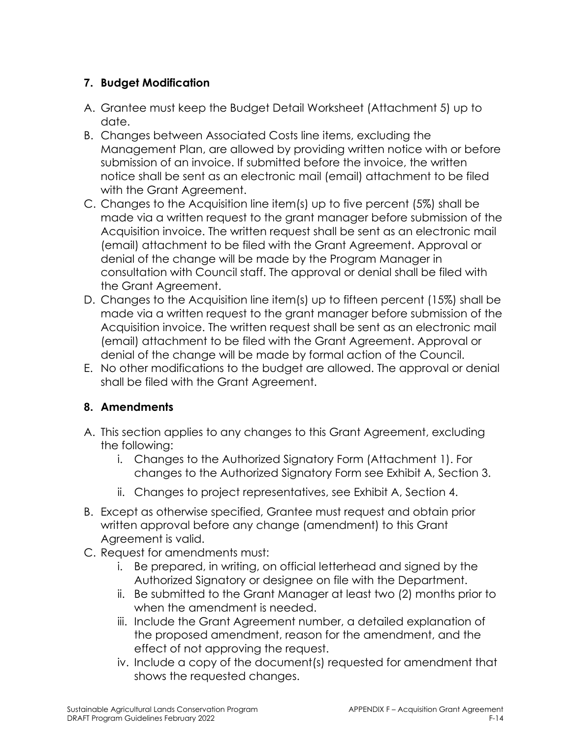### 7. Budget Modification

A. Grantee must keep the Budget Detail Worksheet (Attachment 5) up to date.
B. Changes between Associated Costs line items, excluding the Management Plan, are allowed by providing written notice with or before submission of an invoice. If submitted before the invoice, the written notice shall be sent as an electronic mail (email) attachment to be filed with the Grant Agreement.
C. Changes to the Acquisition line item(s) up to five percent (5%) shall be made via a written request to the grant manager before submission of the Acquisition invoice. The written request shall be sent as an electronic mail (email) attachment to be filed with the Grant Agreement. Approval or denial of the change will be made by the Program Manager in consultation with Council staff. The approval or denial shall be filed with the Grant Agreement.
D. Changes to the Acquisition line item(s) up to fifteen percent (15%) shall be made via a written request to the grant manager before submission of the Acquisition invoice. The written request shall be sent as an electronic mail (email) attachment to be filed with the Grant Agreement. Approval or denial of the change will be made by formal action of the Council.
E. No other modifications to the budget are allowed. The approval or denial shall be filed with the Grant Agreement.

### 8. Amendments

A. This section applies to any changes to this Grant Agreement, excluding the following:
   i. Changes to the Authorized Signatory Form (Attachment 1). For changes to the Authorized Signatory Form see Exhibit A, Section 3.
   ii. Changes to project representatives, see Exhibit A, Section 4.
B. Except as otherwise specified, Grantee must request and obtain prior written approval before any change (amendment) to this Grant Agreement is valid.
C. Request for amendments must:
   i. Be prepared, in writing, on official letterhead and signed by the Authorized Signatory or designee on file with the Department.
   ii. Be submitted to the Grant Manager at least two (2) months prior to when the amendment is needed.
   iii. Include the Grant Agreement number, a detailed explanation of the proposed amendment, reason for the amendment, and the effect of not approving the request.
   iv. Include a copy of the document(s) requested for amendment that shows the requested changes.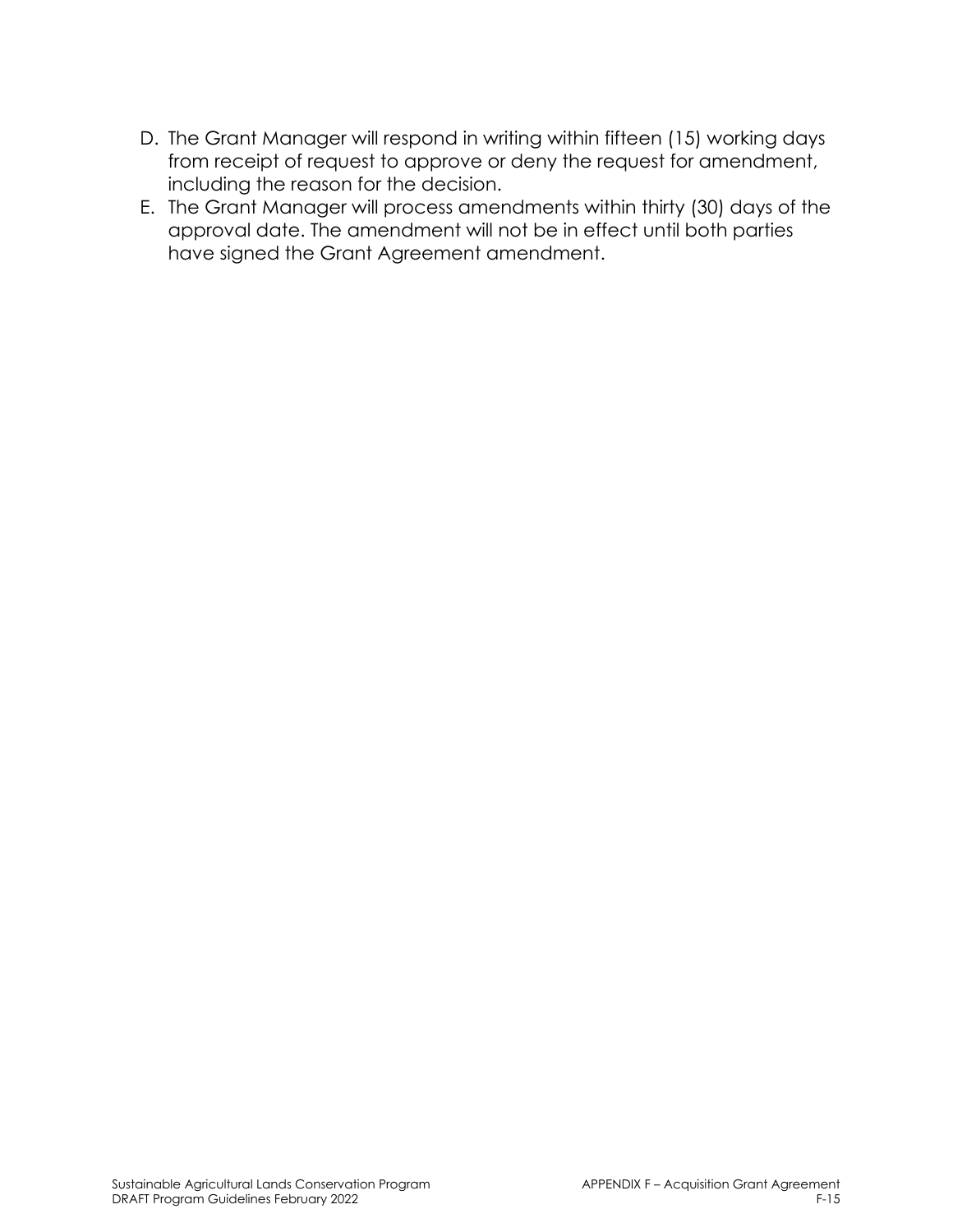D. The Grant Manager will respond in writing within fifteen (15) working days from receipt of request to approve or deny the request for amendment, including the reason for the decision.
E. The Grant Manager will process amendments within thirty (30) days of the approval date. The amendment will not be in effect until both parties have signed the Grant Agreement amendment.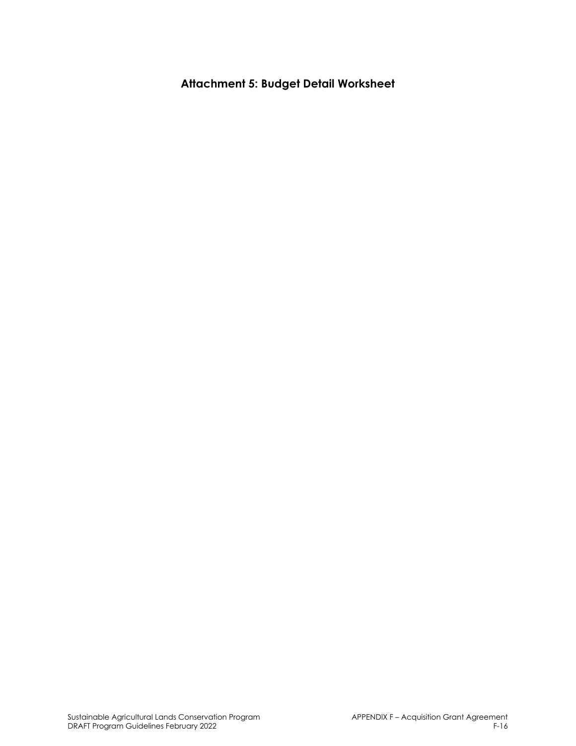## Attachment 5: Budget Detail Worksheet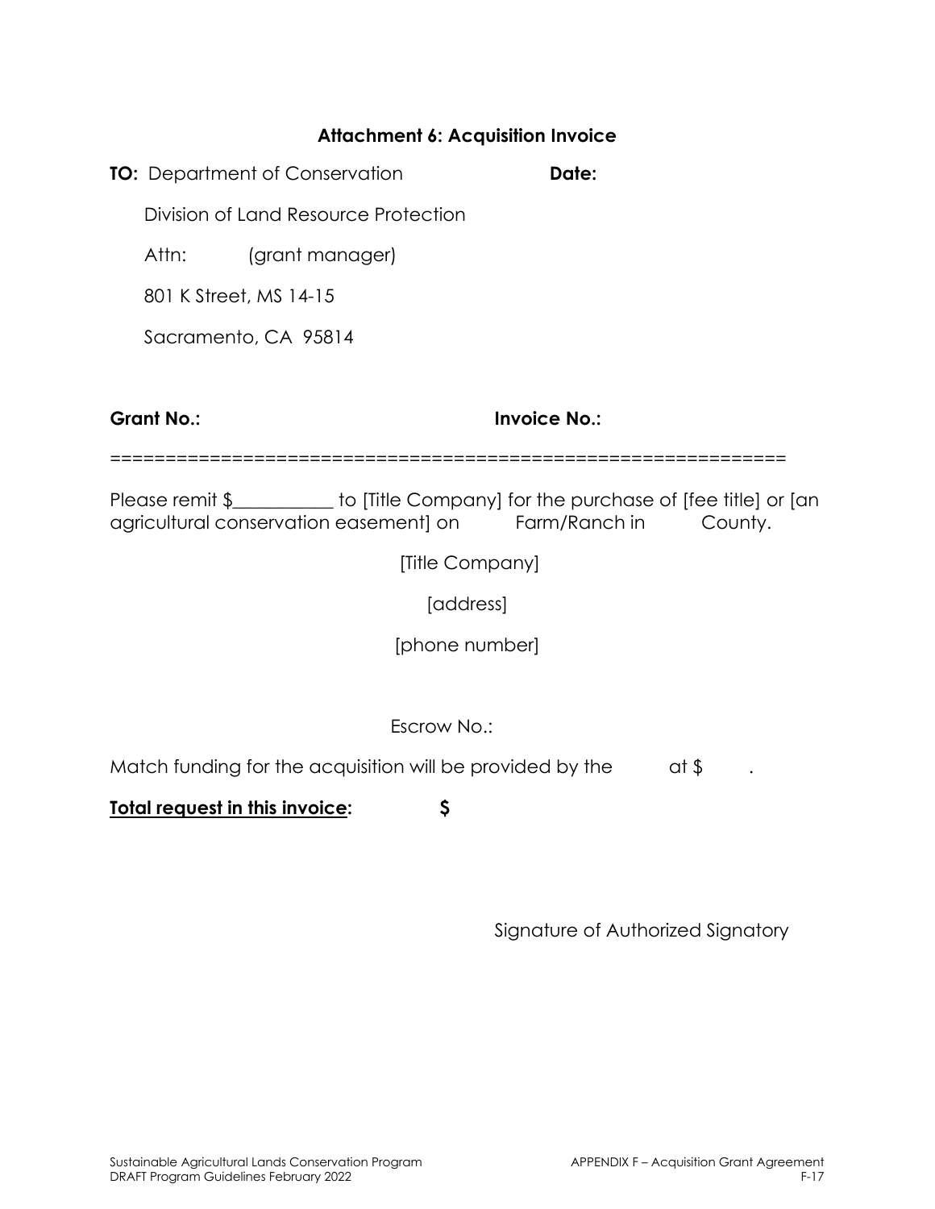### Attachment 6: Acquisition Invoice

**TO:** Department of Conservation **Date:**

Division of Land Resource Protection

Attn: (grant manager)

801 K Street, MS 14-15

Sacramento, CA 95814

**Grant No.:** **Invoice No.:**

============================================================

Please remit $__________ to [Title Company] for the purchase of [fee title] or [an agricultural conservation easement] on Farm/Ranch in County.

[Title Company]

[address]

[phone number]

Escrow No.:

Match funding for the acquisition will be provided by the at $ .

**<u>Total request in this invoice</u>:** **$**

Signature of Authorized Signatory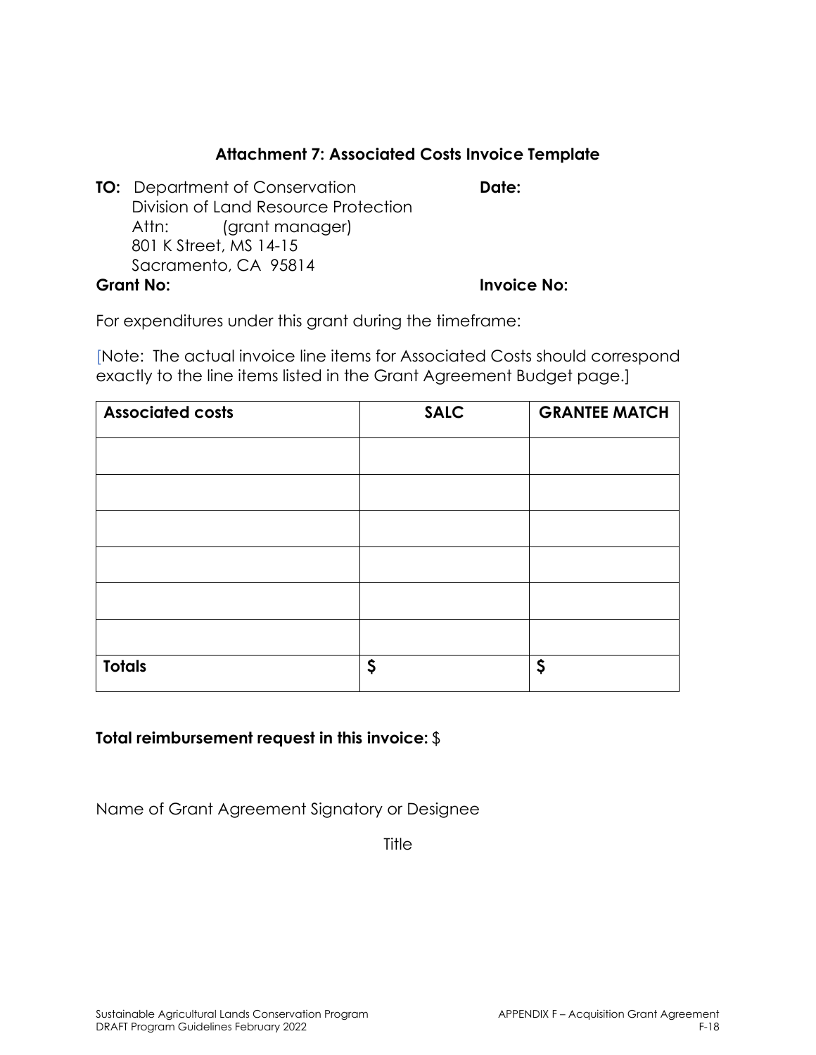### Attachment 7: Associated Costs Invoice Template

**TO:** Department of Conservation
Division of Land Resource Protection
Attn: (grant manager)
801 K Street, MS 14-15
Sacramento, CA 95814

**Date:**

**Grant No:**

**Invoice No:**

For expenditures under this grant during the timeframe:

[Note: The actual invoice line items for Associated Costs should correspond exactly to the line items listed in the Grant Agreement Budget page.]

| Associated costs | SALC | GRANTEE MATCH |
|---|---|---|
| | | |
| | | |
| | | |
| | | |
| | | |
| | | |
| **Totals** | **$** | **$** |

**Total reimbursement request in this invoice:** $

Name of Grant Agreement Signatory or Designee

Title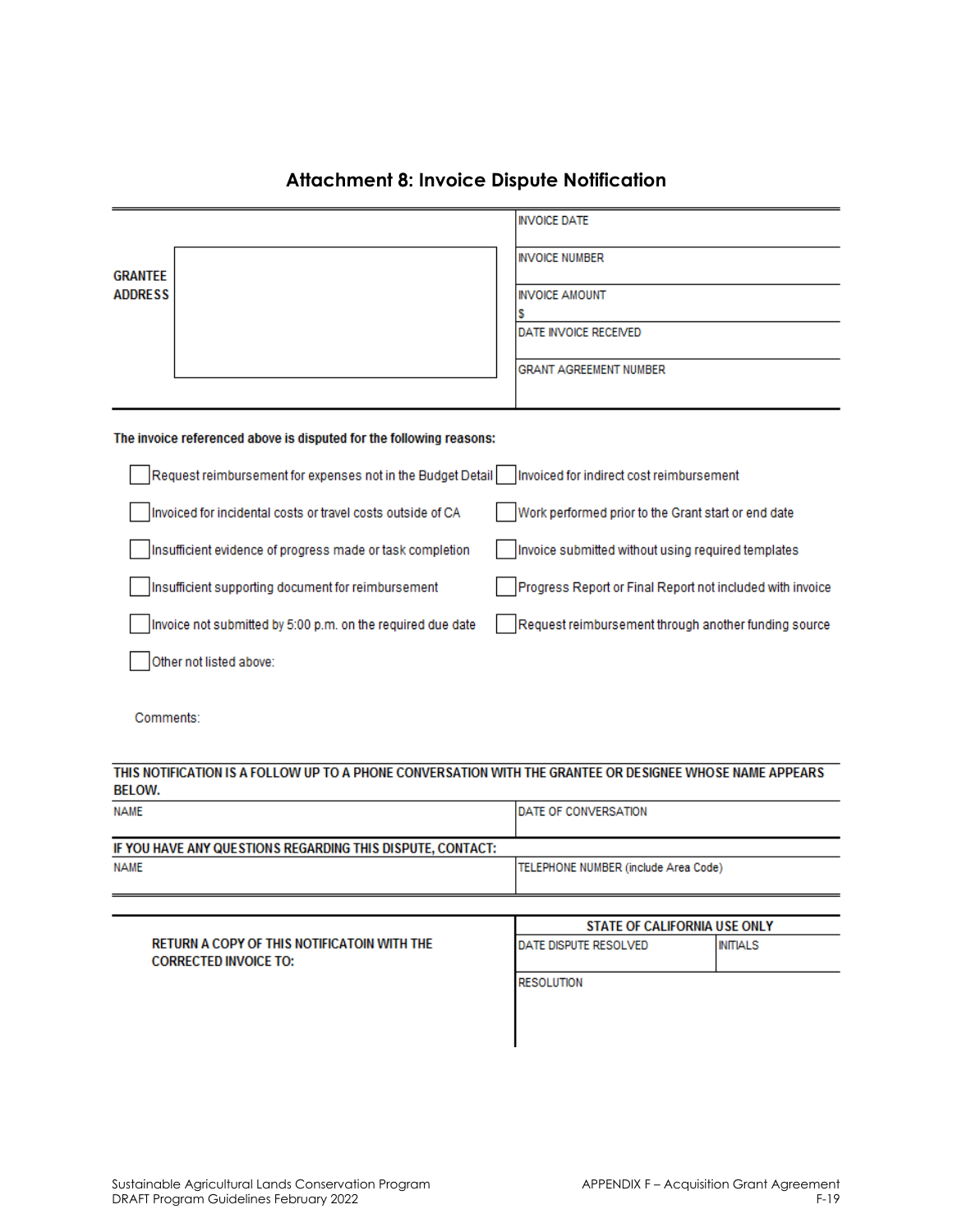## Attachment 8: Invoice Dispute Notification

| GRANTEE ADDRESS | |
|---|---|
| | INVOICE DATE |
| | INVOICE NUMBER |
| | INVOICE AMOUNT<br>$ |
| | DATE INVOICE RECEIVED |
| | GRANT AGREEMENT NUMBER |

**The invoice referenced above is disputed for the following reasons:**

- ☐ Request reimbursement for expenses not in the Budget Detail
- ☐ Invoiced for indirect cost reimbursement
- ☐ Invoiced for incidental costs or travel costs outside of CA
- ☐ Work performed prior to the Grant start or end date
- ☐ Insufficient evidence of progress made or task completion
- ☐ Invoice submitted without using required templates
- ☐ Insufficient supporting document for reimbursement
- ☐ Progress Report or Final Report not included with invoice
- ☐ Invoice not submitted by 5:00 p.m. on the required due date
- ☐ Request reimbursement through another funding source
- ☐ Other not listed above:

Comments:

**THIS NOTIFICATION IS A FOLLOW UP TO A PHONE CONVERSATION WITH THE GRANTEE OR DESIGNEE WHOSE NAME APPEARS BELOW.**

| NAME | DATE OF CONVERSATION |
|---|---|
| | |

**IF YOU HAVE ANY QUESTIONS REGARDING THIS DISPUTE, CONTACT:**

| NAME | TELEPHONE NUMBER (include Area Code) |
|---|---|
| | |

**RETURN A COPY OF THIS NOTIFICATOIN WITH THE CORRECTED INVOICE TO:**

| STATE OF CALIFORNIA USE ONLY | |
|---|---|
| DATE DISPUTE RESOLVED | INITIALS |
| RESOLUTION | |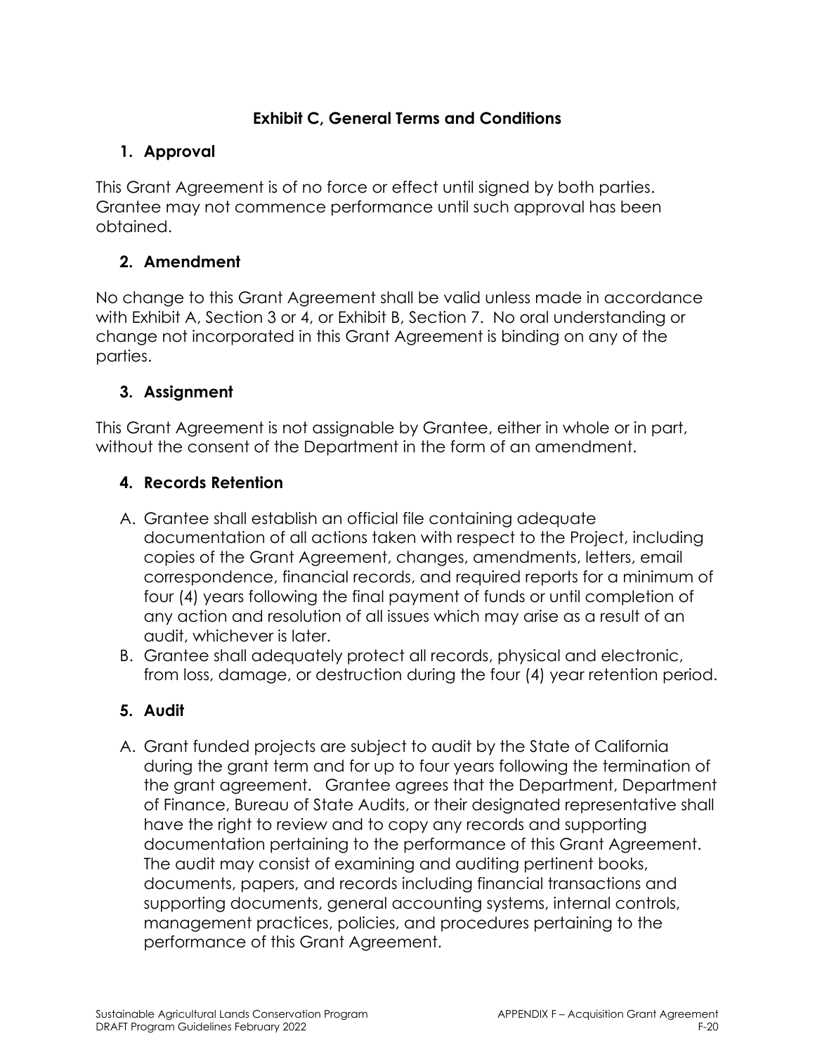# Exhibit C, General Terms and Conditions

## 1. Approval

This Grant Agreement is of no force or effect until signed by both parties. Grantee may not commence performance until such approval has been obtained.

## 2. Amendment

No change to this Grant Agreement shall be valid unless made in accordance with Exhibit A, Section 3 or 4, or Exhibit B, Section 7. No oral understanding or change not incorporated in this Grant Agreement is binding on any of the parties.

## 3. Assignment

This Grant Agreement is not assignable by Grantee, either in whole or in part, without the consent of the Department in the form of an amendment.

## 4. Records Retention

A. Grantee shall establish an official file containing adequate documentation of all actions taken with respect to the Project, including copies of the Grant Agreement, changes, amendments, letters, email correspondence, financial records, and required reports for a minimum of four (4) years following the final payment of funds or until completion of any action and resolution of all issues which may arise as a result of an audit, whichever is later.

B. Grantee shall adequately protect all records, physical and electronic, from loss, damage, or destruction during the four (4) year retention period.

## 5. Audit

A. Grant funded projects are subject to audit by the State of California during the grant term and for up to four years following the termination of the grant agreement. Grantee agrees that the Department, Department of Finance, Bureau of State Audits, or their designated representative shall have the right to review and to copy any records and supporting documentation pertaining to the performance of this Grant Agreement. The audit may consist of examining and auditing pertinent books, documents, papers, and records including financial transactions and supporting documents, general accounting systems, internal controls, management practices, policies, and procedures pertaining to the performance of this Grant Agreement.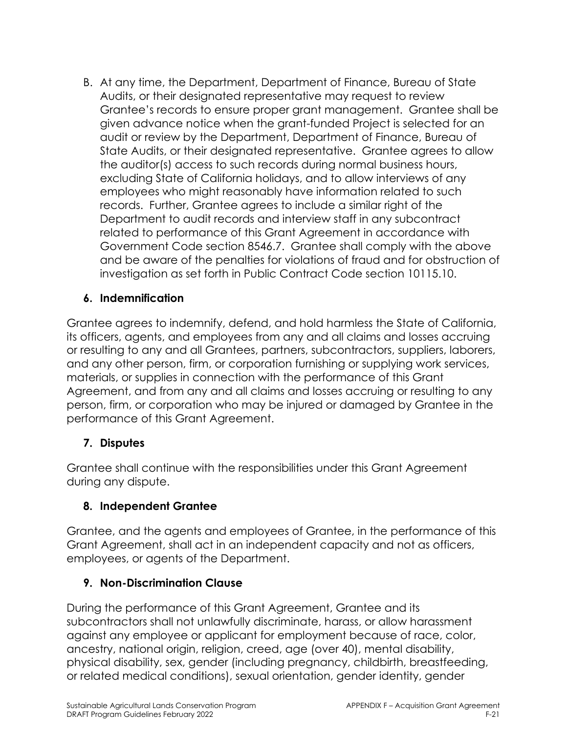B. At any time, the Department, Department of Finance, Bureau of State Audits, or their designated representative may request to review Grantee's records to ensure proper grant management. Grantee shall be given advance notice when the grant-funded Project is selected for an audit or review by the Department, Department of Finance, Bureau of State Audits, or their designated representative. Grantee agrees to allow the auditor(s) access to such records during normal business hours, excluding State of California holidays, and to allow interviews of any employees who might reasonably have information related to such records. Further, Grantee agrees to include a similar right of the Department to audit records and interview staff in any subcontract related to performance of this Grant Agreement in accordance with Government Code section 8546.7. Grantee shall comply with the above and be aware of the penalties for violations of fraud and for obstruction of investigation as set forth in Public Contract Code section 10115.10.

### 6. Indemnification

Grantee agrees to indemnify, defend, and hold harmless the State of California, its officers, agents, and employees from any and all claims and losses accruing or resulting to any and all Grantees, partners, subcontractors, suppliers, laborers, and any other person, firm, or corporation furnishing or supplying work services, materials, or supplies in connection with the performance of this Grant Agreement, and from any and all claims and losses accruing or resulting to any person, firm, or corporation who may be injured or damaged by Grantee in the performance of this Grant Agreement.

### 7. Disputes

Grantee shall continue with the responsibilities under this Grant Agreement during any dispute.

### 8. Independent Grantee

Grantee, and the agents and employees of Grantee, in the performance of this Grant Agreement, shall act in an independent capacity and not as officers, employees, or agents of the Department.

### 9. Non-Discrimination Clause

During the performance of this Grant Agreement, Grantee and its subcontractors shall not unlawfully discriminate, harass, or allow harassment against any employee or applicant for employment because of race, color, ancestry, national origin, religion, creed, age (over 40), mental disability, physical disability, sex, gender (including pregnancy, childbirth, breastfeeding, or related medical conditions), sexual orientation, gender identity, gender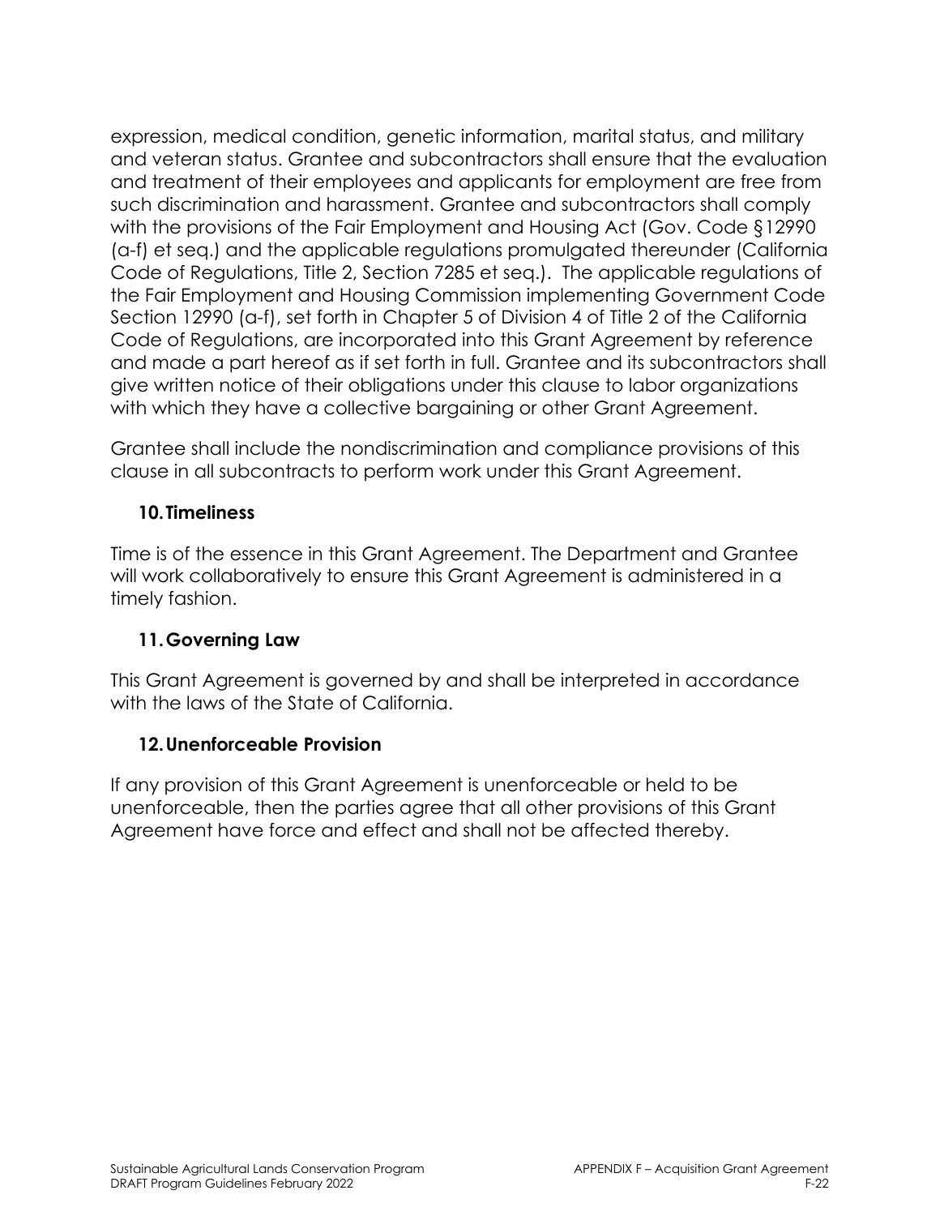expression, medical condition, genetic information, marital status, and military and veteran status. Grantee and subcontractors shall ensure that the evaluation and treatment of their employees and applicants for employment are free from such discrimination and harassment. Grantee and subcontractors shall comply with the provisions of the Fair Employment and Housing Act (Gov. Code §12990 (a-f) et seq.) and the applicable regulations promulgated thereunder (California Code of Regulations, Title 2, Section 7285 et seq.). The applicable regulations of the Fair Employment and Housing Commission implementing Government Code Section 12990 (a-f), set forth in Chapter 5 of Division 4 of Title 2 of the California Code of Regulations, are incorporated into this Grant Agreement by reference and made a part hereof as if set forth in full. Grantee and its subcontractors shall give written notice of their obligations under this clause to labor organizations with which they have a collective bargaining or other Grant Agreement.

Grantee shall include the nondiscrimination and compliance provisions of this clause in all subcontracts to perform work under this Grant Agreement.

### 10. Timeliness

Time is of the essence in this Grant Agreement. The Department and Grantee will work collaboratively to ensure this Grant Agreement is administered in a timely fashion.

### 11. Governing Law

This Grant Agreement is governed by and shall be interpreted in accordance with the laws of the State of California.

### 12. Unenforceable Provision

If any provision of this Grant Agreement is unenforceable or held to be unenforceable, then the parties agree that all other provisions of this Grant Agreement have force and effect and shall not be affected thereby.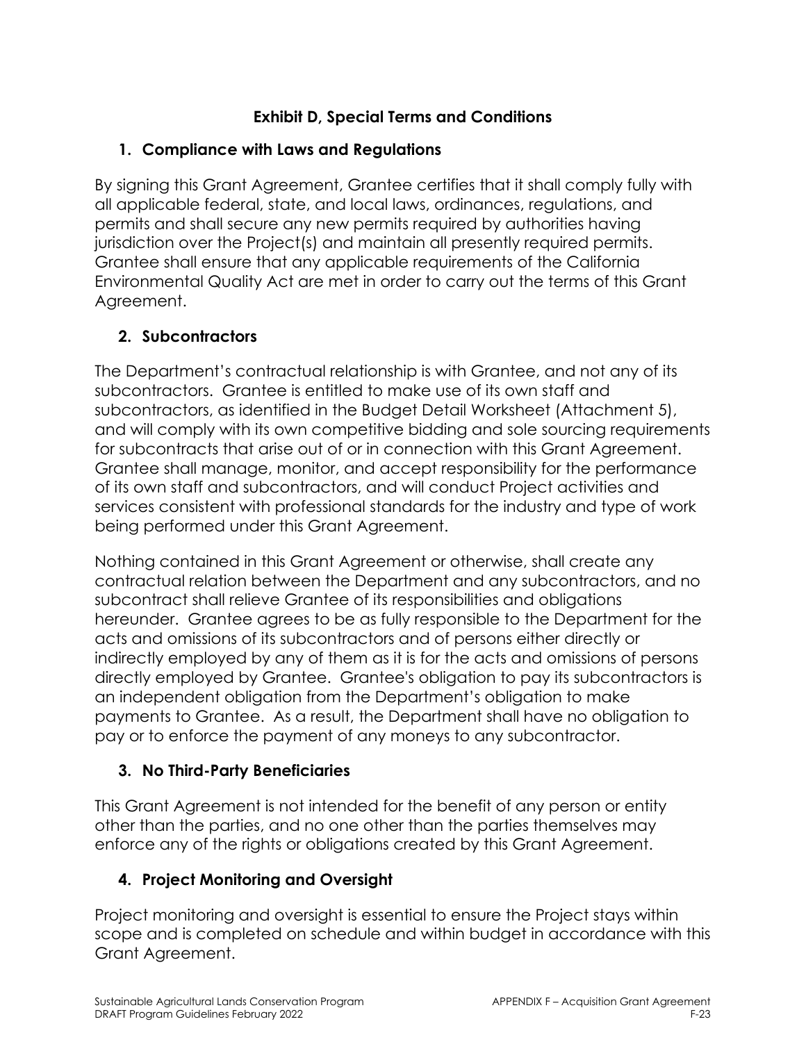## Exhibit D, Special Terms and Conditions

### 1. Compliance with Laws and Regulations

By signing this Grant Agreement, Grantee certifies that it shall comply fully with all applicable federal, state, and local laws, ordinances, regulations, and permits and shall secure any new permits required by authorities having jurisdiction over the Project(s) and maintain all presently required permits. Grantee shall ensure that any applicable requirements of the California Environmental Quality Act are met in order to carry out the terms of this Grant Agreement.

### 2. Subcontractors

The Department's contractual relationship is with Grantee, and not any of its subcontractors. Grantee is entitled to make use of its own staff and subcontractors, as identified in the Budget Detail Worksheet (Attachment 5), and will comply with its own competitive bidding and sole sourcing requirements for subcontracts that arise out of or in connection with this Grant Agreement. Grantee shall manage, monitor, and accept responsibility for the performance of its own staff and subcontractors, and will conduct Project activities and services consistent with professional standards for the industry and type of work being performed under this Grant Agreement.

Nothing contained in this Grant Agreement or otherwise, shall create any contractual relation between the Department and any subcontractors, and no subcontract shall relieve Grantee of its responsibilities and obligations hereunder. Grantee agrees to be as fully responsible to the Department for the acts and omissions of its subcontractors and of persons either directly or indirectly employed by any of them as it is for the acts and omissions of persons directly employed by Grantee. Grantee's obligation to pay its subcontractors is an independent obligation from the Department's obligation to make payments to Grantee. As a result, the Department shall have no obligation to pay or to enforce the payment of any moneys to any subcontractor.

### 3. No Third-Party Beneficiaries

This Grant Agreement is not intended for the benefit of any person or entity other than the parties, and no one other than the parties themselves may enforce any of the rights or obligations created by this Grant Agreement.

### 4. Project Monitoring and Oversight

Project monitoring and oversight is essential to ensure the Project stays within scope and is completed on schedule and within budget in accordance with this Grant Agreement.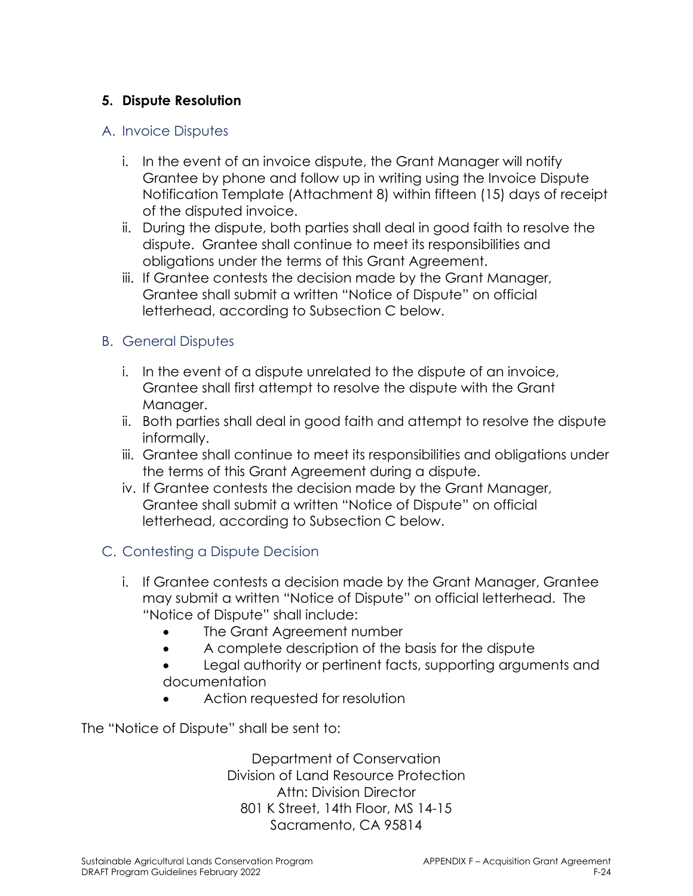## 5. Dispute Resolution

### A. Invoice Disputes

i. In the event of an invoice dispute, the Grant Manager will notify Grantee by phone and follow up in writing using the Invoice Dispute Notification Template (Attachment 8) within fifteen (15) days of receipt of the disputed invoice.
ii. During the dispute, both parties shall deal in good faith to resolve the dispute. Grantee shall continue to meet its responsibilities and obligations under the terms of this Grant Agreement.
iii. If Grantee contests the decision made by the Grant Manager, Grantee shall submit a written "Notice of Dispute" on official letterhead, according to Subsection C below.

### B. General Disputes

i. In the event of a dispute unrelated to the dispute of an invoice, Grantee shall first attempt to resolve the dispute with the Grant Manager.
ii. Both parties shall deal in good faith and attempt to resolve the dispute informally.
iii. Grantee shall continue to meet its responsibilities and obligations under the terms of this Grant Agreement during a dispute.
iv. If Grantee contests the decision made by the Grant Manager, Grantee shall submit a written "Notice of Dispute" on official letterhead, according to Subsection C below.

### C. Contesting a Dispute Decision

i. If Grantee contests a decision made by the Grant Manager, Grantee may submit a written "Notice of Dispute" on official letterhead. The "Notice of Dispute" shall include:
   - The Grant Agreement number
   - A complete description of the basis for the dispute
   - Legal authority or pertinent facts, supporting arguments and documentation
   - Action requested for resolution

The "Notice of Dispute" shall be sent to:

Department of Conservation
Division of Land Resource Protection
Attn: Division Director
801 K Street, 14th Floor, MS 14-15
Sacramento, CA 95814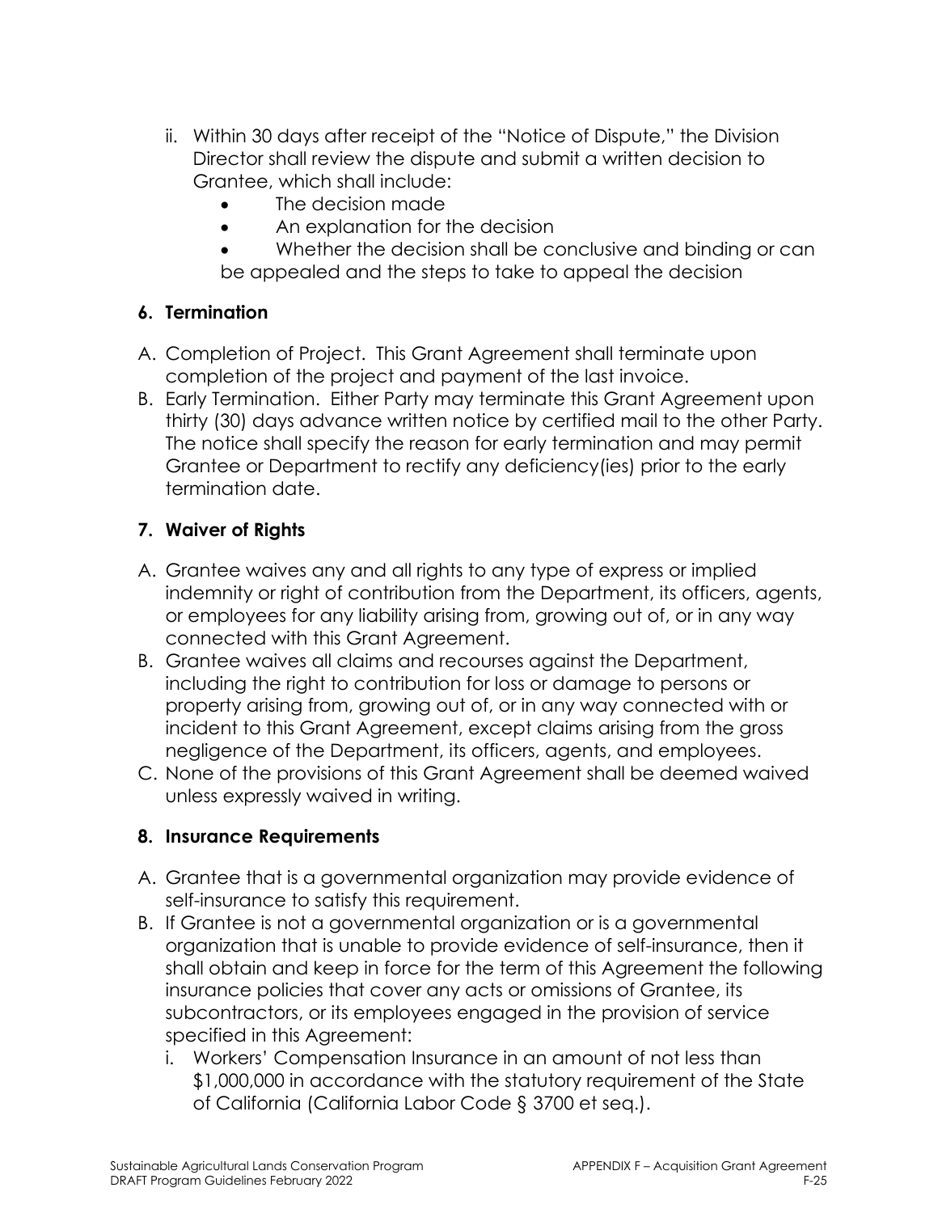ii. Within 30 days after receipt of the "Notice of Dispute," the Division Director shall review the dispute and submit a written decision to Grantee, which shall include:
   - The decision made
   - An explanation for the decision
   - Whether the decision shall be conclusive and binding or can be appealed and the steps to take to appeal the decision

### 6. Termination

A. Completion of Project. This Grant Agreement shall terminate upon completion of the project and payment of the last invoice.

B. Early Termination. Either Party may terminate this Grant Agreement upon thirty (30) days advance written notice by certified mail to the other Party. The notice shall specify the reason for early termination and may permit Grantee or Department to rectify any deficiency(ies) prior to the early termination date.

### 7. Waiver of Rights

A. Grantee waives any and all rights to any type of express or implied indemnity or right of contribution from the Department, its officers, agents, or employees for any liability arising from, growing out of, or in any way connected with this Grant Agreement.

B. Grantee waives all claims and recourses against the Department, including the right to contribution for loss or damage to persons or property arising from, growing out of, or in any way connected with or incident to this Grant Agreement, except claims arising from the gross negligence of the Department, its officers, agents, and employees.

C. None of the provisions of this Grant Agreement shall be deemed waived unless expressly waived in writing.

### 8. Insurance Requirements

A. Grantee that is a governmental organization may provide evidence of self-insurance to satisfy this requirement.

B. If Grantee is not a governmental organization or is a governmental organization that is unable to provide evidence of self-insurance, then it shall obtain and keep in force for the term of this Agreement the following insurance policies that cover any acts or omissions of Grantee, its subcontractors, or its employees engaged in the provision of service specified in this Agreement:

   i. Workers' Compensation Insurance in an amount of not less than $1,000,000 in accordance with the statutory requirement of the State of California (California Labor Code § 3700 et seq.).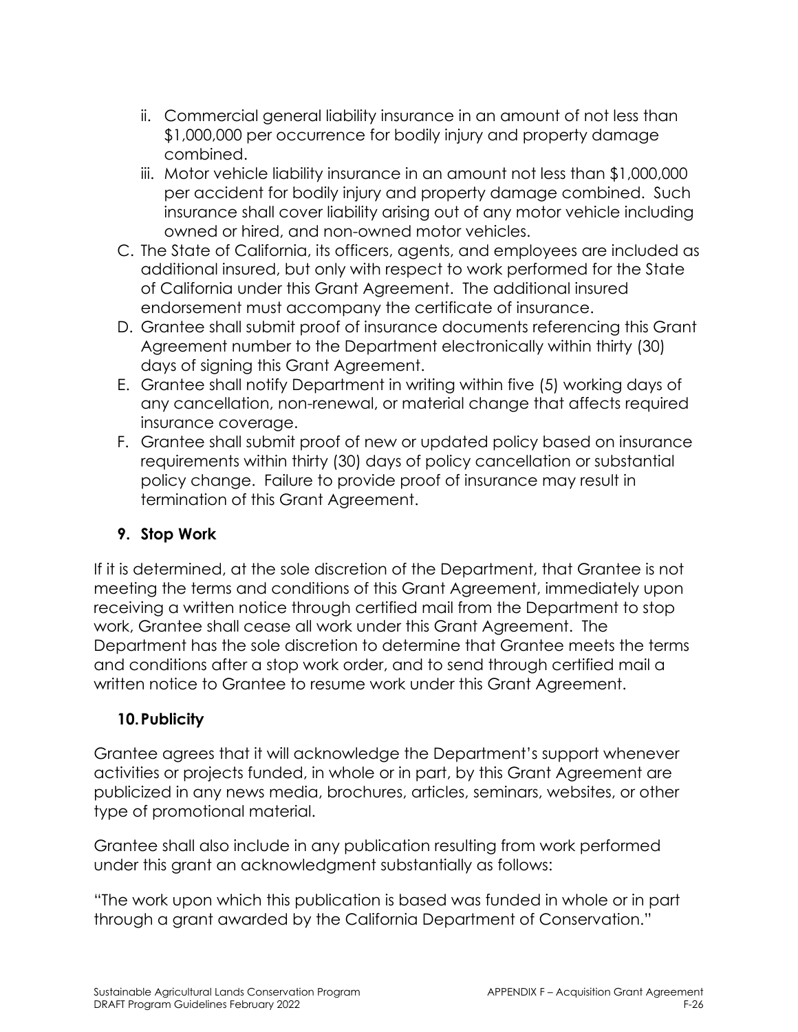ii. Commercial general liability insurance in an amount of not less than $1,000,000 per occurrence for bodily injury and property damage combined.
   iii. Motor vehicle liability insurance in an amount not less than $1,000,000 per accident for bodily injury and property damage combined. Such insurance shall cover liability arising out of any motor vehicle including owned or hired, and non-owned motor vehicles.

C. The State of California, its officers, agents, and employees are included as additional insured, but only with respect to work performed for the State of California under this Grant Agreement. The additional insured endorsement must accompany the certificate of insurance.

D. Grantee shall submit proof of insurance documents referencing this Grant Agreement number to the Department electronically within thirty (30) days of signing this Grant Agreement.

E. Grantee shall notify Department in writing within five (5) working days of any cancellation, non-renewal, or material change that affects required insurance coverage.

F. Grantee shall submit proof of new or updated policy based on insurance requirements within thirty (30) days of policy cancellation or substantial policy change. Failure to provide proof of insurance may result in termination of this Grant Agreement.

### 9. Stop Work

If it is determined, at the sole discretion of the Department, that Grantee is not meeting the terms and conditions of this Grant Agreement, immediately upon receiving a written notice through certified mail from the Department to stop work, Grantee shall cease all work under this Grant Agreement. The Department has the sole discretion to determine that Grantee meets the terms and conditions after a stop work order, and to send through certified mail a written notice to Grantee to resume work under this Grant Agreement.

### 10. Publicity

Grantee agrees that it will acknowledge the Department's support whenever activities or projects funded, in whole or in part, by this Grant Agreement are publicized in any news media, brochures, articles, seminars, websites, or other type of promotional material.

Grantee shall also include in any publication resulting from work performed under this grant an acknowledgment substantially as follows:

"The work upon which this publication is based was funded in whole or in part through a grant awarded by the California Department of Conservation."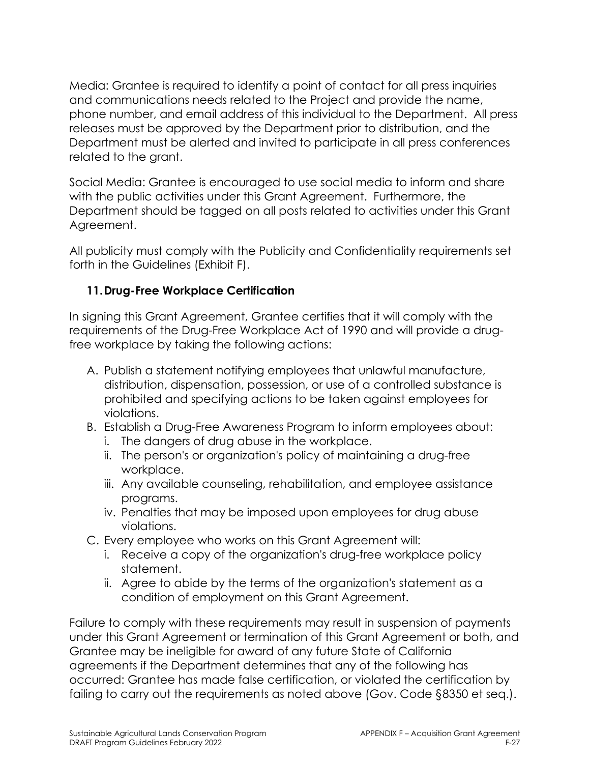Media: Grantee is required to identify a point of contact for all press inquiries and communications needs related to the Project and provide the name, phone number, and email address of this individual to the Department. All press releases must be approved by the Department prior to distribution, and the Department must be alerted and invited to participate in all press conferences related to the grant.

Social Media: Grantee is encouraged to use social media to inform and share with the public activities under this Grant Agreement. Furthermore, the Department should be tagged on all posts related to activities under this Grant Agreement.

All publicity must comply with the Publicity and Confidentiality requirements set forth in the Guidelines (Exhibit F).

### 11. Drug-Free Workplace Certification

In signing this Grant Agreement, Grantee certifies that it will comply with the requirements of the Drug-Free Workplace Act of 1990 and will provide a drug-free workplace by taking the following actions:

A. Publish a statement notifying employees that unlawful manufacture, distribution, dispensation, possession, or use of a controlled substance is prohibited and specifying actions to be taken against employees for violations.
B. Establish a Drug-Free Awareness Program to inform employees about:
   i. The dangers of drug abuse in the workplace.
   ii. The person's or organization's policy of maintaining a drug-free workplace.
   iii. Any available counseling, rehabilitation, and employee assistance programs.
   iv. Penalties that may be imposed upon employees for drug abuse violations.
C. Every employee who works on this Grant Agreement will:
   i. Receive a copy of the organization's drug-free workplace policy statement.
   ii. Agree to abide by the terms of the organization's statement as a condition of employment on this Grant Agreement.

Failure to comply with these requirements may result in suspension of payments under this Grant Agreement or termination of this Grant Agreement or both, and Grantee may be ineligible for award of any future State of California agreements if the Department determines that any of the following has occurred: Grantee has made false certification, or violated the certification by failing to carry out the requirements as noted above (Gov. Code §8350 et seq.).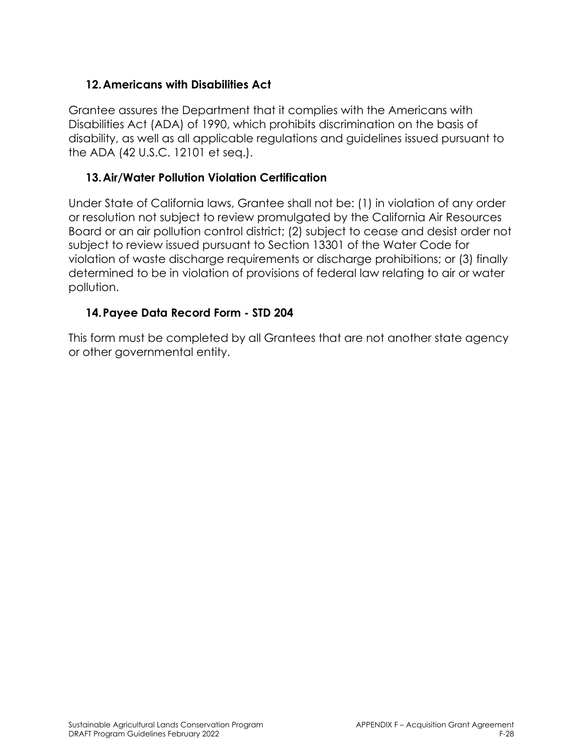### 12. Americans with Disabilities Act

Grantee assures the Department that it complies with the Americans with Disabilities Act (ADA) of 1990, which prohibits discrimination on the basis of disability, as well as all applicable regulations and guidelines issued pursuant to the ADA (42 U.S.C. 12101 et seq.).

### 13. Air/Water Pollution Violation Certification

Under State of California laws, Grantee shall not be: (1) in violation of any order or resolution not subject to review promulgated by the California Air Resources Board or an air pollution control district; (2) subject to cease and desist order not subject to review issued pursuant to Section 13301 of the Water Code for violation of waste discharge requirements or discharge prohibitions; or (3) finally determined to be in violation of provisions of federal law relating to air or water pollution.

### 14. Payee Data Record Form - STD 204

This form must be completed by all Grantees that are not another state agency or other governmental entity.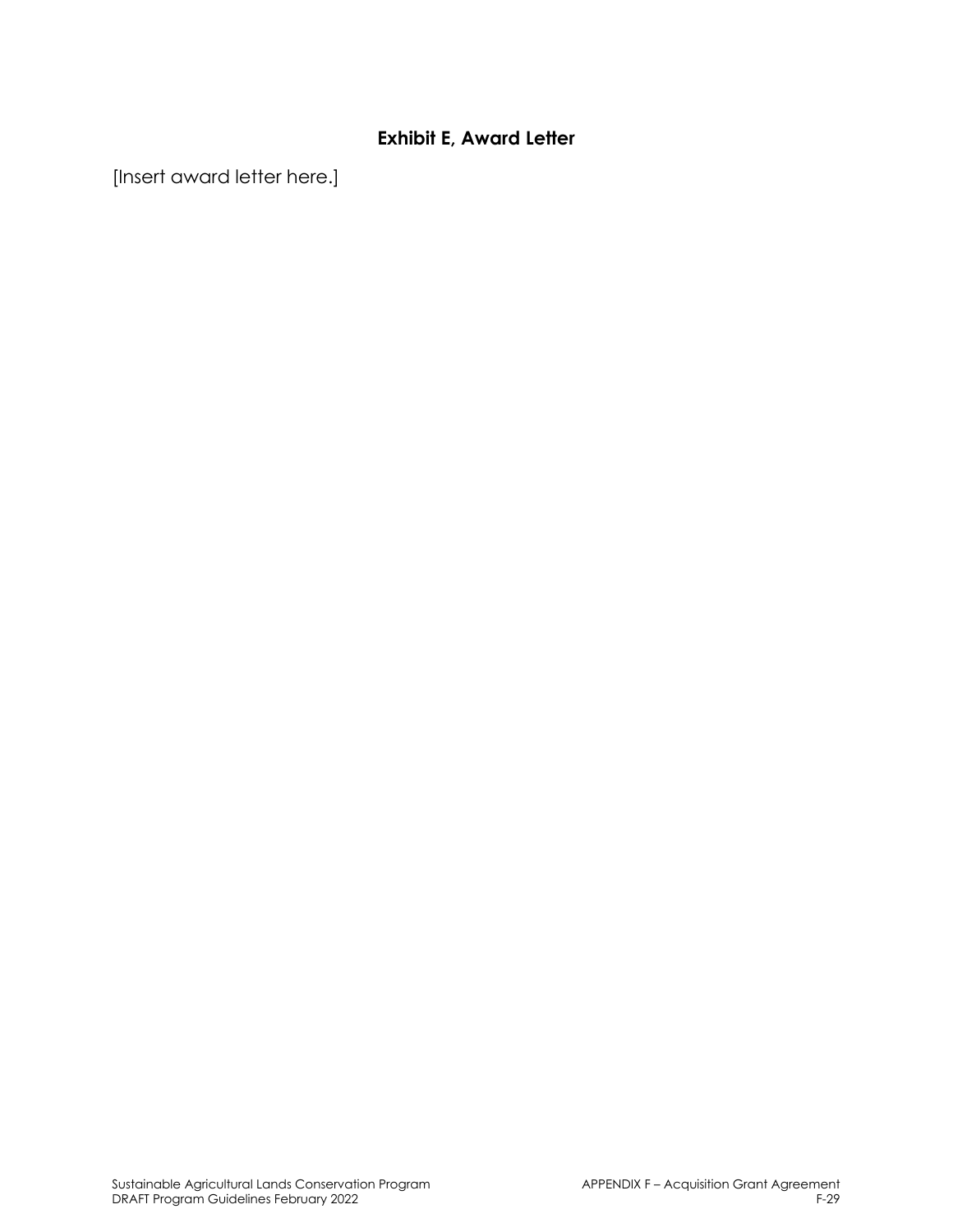## Exhibit E, Award Letter

[Insert award letter here.]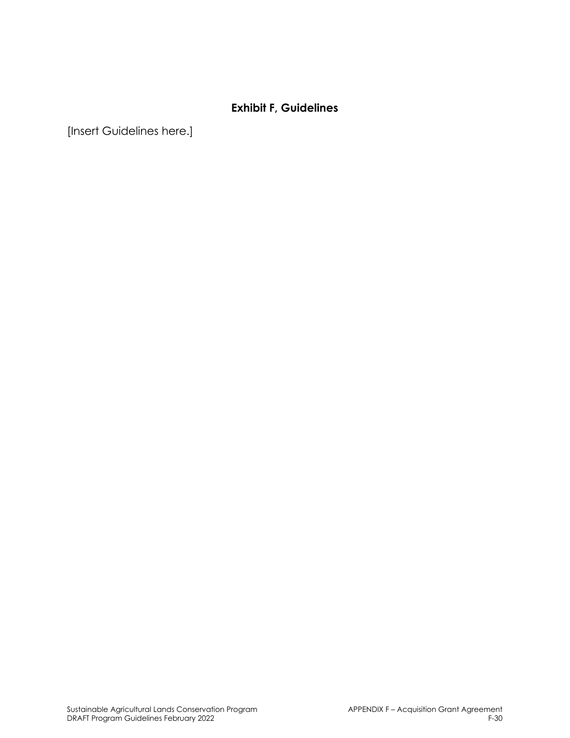## Exhibit F, Guidelines

[Insert Guidelines here.]